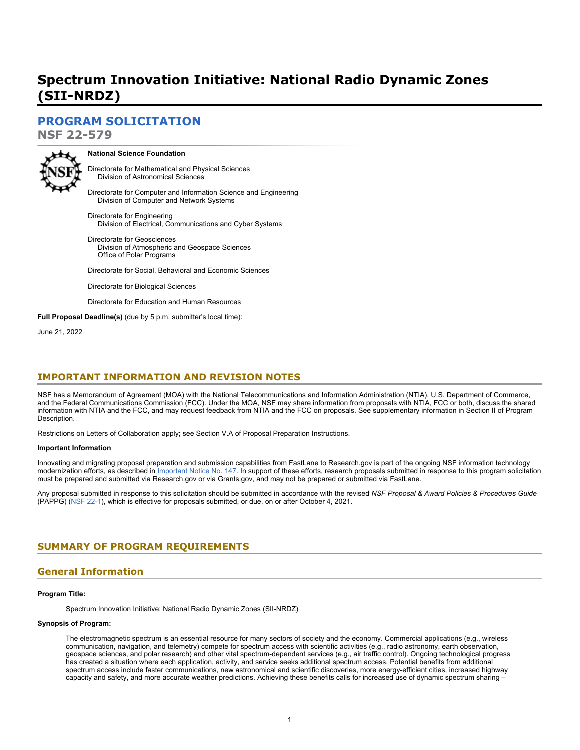# Spectrum Innovation Initiative: National Radio Dynamic Zones (SII-NRDZ)

## PROGRAM SOLICITATION

## NSF 22-579

**National Science Foundation**

Directorate for Mathematical and Physical Sciences
    Division of Astronomical Sciences

Directorate for Computer and Information Science and Engineering
    Division of Computer and Network Systems

Directorate for Engineering
    Division of Electrical, Communications and Cyber Systems

Directorate for Geosciences
    Division of Atmospheric and Geospace Sciences
    Office of Polar Programs

Directorate for Social, Behavioral and Economic Sciences

Directorate for Biological Sciences

Directorate for Education and Human Resources

**Full Proposal Deadline(s)** (due by 5 p.m. submitter's local time):

June 21, 2022

## IMPORTANT INFORMATION AND REVISION NOTES

NSF has a Memorandum of Agreement (MOA) with the National Telecommunications and Information Administration (NTIA), U.S. Department of Commerce, and the Federal Communications Commission (FCC). Under the MOA, NSF may share information from proposals with NTIA, FCC or both, discuss the shared information with NTIA and the FCC, and may request feedback from NTIA and the FCC on proposals. See supplementary information in Section II of Program Description.

Restrictions on Letters of Collaboration apply; see Section V.A of Proposal Preparation Instructions.

**Important Information**

Innovating and migrating proposal preparation and submission capabilities from FastLane to Research.gov is part of the ongoing NSF information technology modernization efforts, as described in Important Notice No. 147. In support of these efforts, research proposals submitted in response to this program solicitation must be prepared and submitted via Research.gov or via Grants.gov, and may not be prepared or submitted via FastLane.

Any proposal submitted in response to this solicitation should be submitted in accordance with the revised *NSF Proposal & Award Policies & Procedures Guide* (PAPPG) (NSF 22-1), which is effective for proposals submitted, or due, on or after October 4, 2021.

## SUMMARY OF PROGRAM REQUIREMENTS

## General Information

**Program Title:**

Spectrum Innovation Initiative: National Radio Dynamic Zones (SII-NRDZ)

**Synopsis of Program:**

The electromagnetic spectrum is an essential resource for many sectors of society and the economy. Commercial applications (e.g., wireless communication, navigation, and telemetry) compete for spectrum access with scientific activities (e.g., radio astronomy, earth observation, geospace sciences, and polar research) and other vital spectrum-dependent services (e.g., air traffic control). Ongoing technological progress has created a situation where each application, activity, and service seeks additional spectrum access. Potential benefits from additional spectrum access include faster communications, new astronomical and scientific discoveries, more energy-efficient cities, increased highway capacity and safety, and more accurate weather predictions. Achieving these benefits calls for increased use of dynamic spectrum sharing –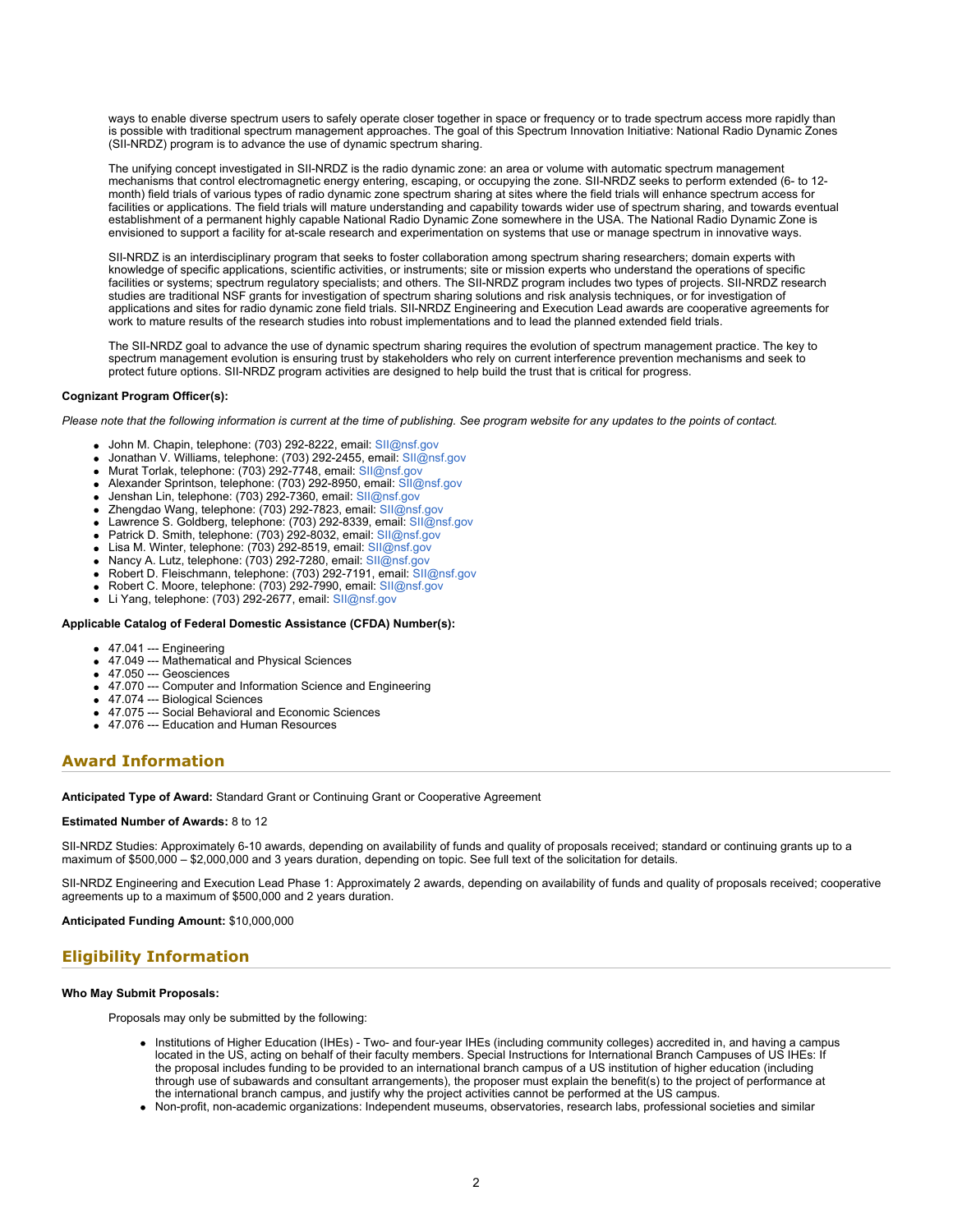ways to enable diverse spectrum users to safely operate closer together in space or frequency or to trade spectrum access more rapidly than is possible with traditional spectrum management approaches. The goal of this Spectrum Innovation Initiative: National Radio Dynamic Zones (SII-NRDZ) program is to advance the use of dynamic spectrum sharing.

The unifying concept investigated in SII-NRDZ is the radio dynamic zone: an area or volume with automatic spectrum management mechanisms that control electromagnetic energy entering, escaping, or occupying the zone. SII-NRDZ seeks to perform extended (6- to 12-month) field trials of various types of radio dynamic zone spectrum sharing at sites where the field trials will enhance spectrum access for facilities or applications. The field trials will mature understanding and capability towards wider use of spectrum sharing, and towards eventual establishment of a permanent highly capable National Radio Dynamic Zone somewhere in the USA. The National Radio Dynamic Zone is envisioned to support a facility for at-scale research and experimentation on systems that use or manage spectrum in innovative ways.

SII-NRDZ is an interdisciplinary program that seeks to foster collaboration among spectrum sharing researchers; domain experts with knowledge of specific applications, scientific activities, or instruments; site or mission experts who understand the operations of specific facilities or systems; spectrum regulatory specialists; and others. The SII-NRDZ program includes two types of projects. SII-NRDZ research studies are traditional NSF grants for investigation of spectrum sharing solutions and risk analysis techniques, or for investigation of applications and sites for radio dynamic zone field trials. SII-NRDZ Engineering and Execution Lead awards are cooperative agreements for work to mature results of the research studies into robust implementations and to lead the planned extended field trials.

The SII-NRDZ goal to advance the use of dynamic spectrum sharing requires the evolution of spectrum management practice. The key to spectrum management evolution is ensuring trust by stakeholders who rely on current interference prevention mechanisms and seek to protect future options. SII-NRDZ program activities are designed to help build the trust that is critical for progress.

**Cognizant Program Officer(s):**

*Please note that the following information is current at the time of publishing. See program website for any updates to the points of contact.*

- John M. Chapin, telephone: (703) 292-8222, email: SII@nsf.gov
- Jonathan V. Williams, telephone: (703) 292-2455, email: SII@nsf.gov
- Murat Torlak, telephone: (703) 292-7748, email: SII@nsf.gov
- Alexander Sprintson, telephone: (703) 292-8950, email: SII@nsf.gov
- Jenshan Lin, telephone: (703) 292-7360, email: SII@nsf.gov
- Zhengdao Wang, telephone: (703) 292-7823, email: SII@nsf.gov
- Lawrence S. Goldberg, telephone: (703) 292-8339, email: SII@nsf.gov
- Patrick D. Smith, telephone: (703) 292-8032, email: SII@nsf.gov
- Lisa M. Winter, telephone: (703) 292-8519, email: SII@nsf.gov
- Nancy A. Lutz, telephone: (703) 292-7280, email: SII@nsf.gov
- Robert D. Fleischmann, telephone: (703) 292-7191, email: SII@nsf.gov
- Robert C. Moore, telephone: (703) 292-7990, email: SII@nsf.gov
- Li Yang, telephone: (703) 292-2677, email: SII@nsf.gov

**Applicable Catalog of Federal Domestic Assistance (CFDA) Number(s):**

- 47.041 --- Engineering
- 47.049 --- Mathematical and Physical Sciences
- 47.050 --- Geosciences
- 47.070 --- Computer and Information Science and Engineering
- 47.074 --- Biological Sciences
- 47.075 --- Social Behavioral and Economic Sciences
- 47.076 --- Education and Human Resources

## Award Information

**Anticipated Type of Award:** Standard Grant or Continuing Grant or Cooperative Agreement

**Estimated Number of Awards:** 8 to 12

SII-NRDZ Studies: Approximately 6-10 awards, depending on availability of funds and quality of proposals received; standard or continuing grants up to a maximum of $500,000 – $2,000,000 and 3 years duration, depending on topic. See full text of the solicitation for details.

SII-NRDZ Engineering and Execution Lead Phase 1: Approximately 2 awards, depending on availability of funds and quality of proposals received; cooperative agreements up to a maximum of $500,000 and 2 years duration.

**Anticipated Funding Amount:** $10,000,000

## Eligibility Information

**Who May Submit Proposals:**

Proposals may only be submitted by the following:

- Institutions of Higher Education (IHEs) - Two- and four-year IHEs (including community colleges) accredited in, and having a campus located in the US, acting on behalf of their faculty members. Special Instructions for International Branch Campuses of US IHEs: If the proposal includes funding to be provided to an international branch campus of a US institution of higher education (including through use of subawards and consultant arrangements), the proposer must explain the benefit(s) to the project of performance at the international branch campus, and justify why the project activities cannot be performed at the US campus.
- Non-profit, non-academic organizations: Independent museums, observatories, research labs, professional societies and similar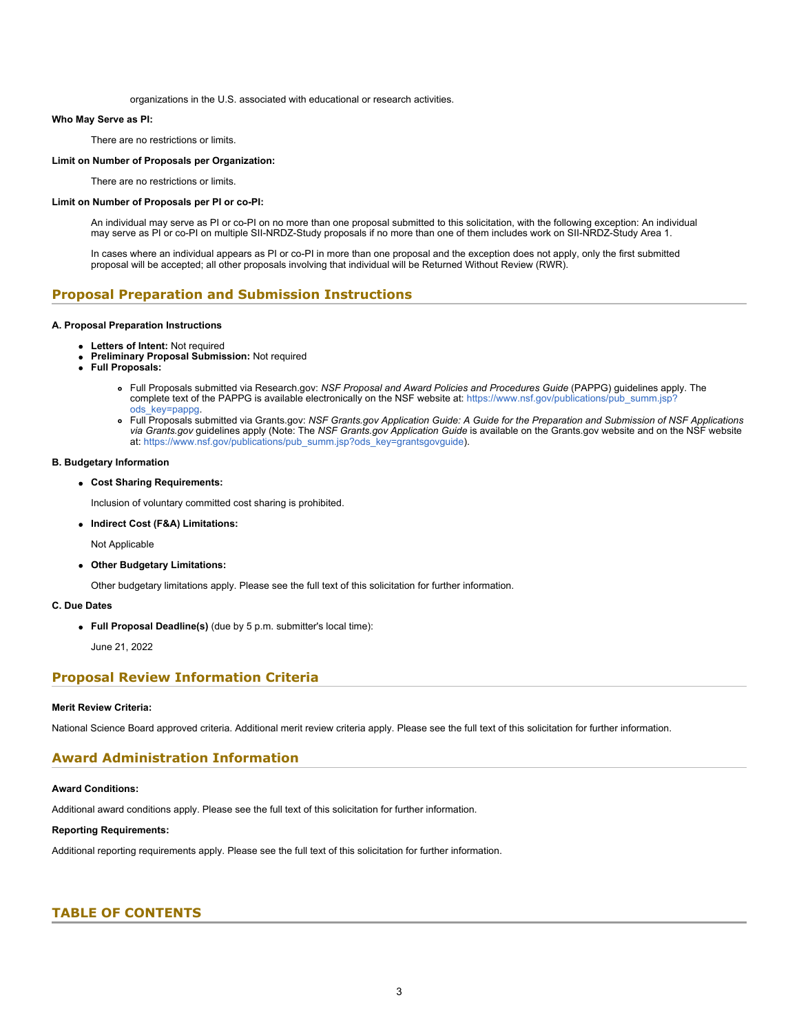organizations in the U.S. associated with educational or research activities.

**Who May Serve as PI:**

There are no restrictions or limits.

**Limit on Number of Proposals per Organization:**

There are no restrictions or limits.

**Limit on Number of Proposals per PI or co-PI:**

An individual may serve as PI or co-PI on no more than one proposal submitted to this solicitation, with the following exception: An individual may serve as PI or co-PI on multiple SII-NRDZ-Study proposals if no more than one of them includes work on SII-NRDZ-Study Area 1.

In cases where an individual appears as PI or co-PI in more than one proposal and the exception does not apply, only the first submitted proposal will be accepted; all other proposals involving that individual will be Returned Without Review (RWR).

## Proposal Preparation and Submission Instructions

**A. Proposal Preparation Instructions**

- **Letters of Intent:** Not required
- **Preliminary Proposal Submission:** Not required
- **Full Proposals:**
    - Full Proposals submitted via Research.gov: *NSF Proposal and Award Policies and Procedures Guide* (PAPPG) guidelines apply. The complete text of the PAPPG is available electronically on the NSF website at: https://www.nsf.gov/publications/pub_summ.jsp?ods_key=pappg.
    - Full Proposals submitted via Grants.gov: *NSF Grants.gov Application Guide: A Guide for the Preparation and Submission of NSF Applications via Grants.gov* guidelines apply (Note: The *NSF Grants.gov Application Guide* is available on the Grants.gov website and on the NSF website at: https://www.nsf.gov/publications/pub_summ.jsp?ods_key=grantsgovguide).

**B. Budgetary Information**

- **Cost Sharing Requirements:**

  Inclusion of voluntary committed cost sharing is prohibited.

- **Indirect Cost (F&A) Limitations:**

  Not Applicable

- **Other Budgetary Limitations:**

  Other budgetary limitations apply. Please see the full text of this solicitation for further information.

**C. Due Dates**

- **Full Proposal Deadline(s)** (due by 5 p.m. submitter's local time):

  June 21, 2022

## Proposal Review Information Criteria

**Merit Review Criteria:**

National Science Board approved criteria. Additional merit review criteria apply. Please see the full text of this solicitation for further information.

## Award Administration Information

**Award Conditions:**

Additional award conditions apply. Please see the full text of this solicitation for further information.

**Reporting Requirements:**

Additional reporting requirements apply. Please see the full text of this solicitation for further information.

## TABLE OF CONTENTS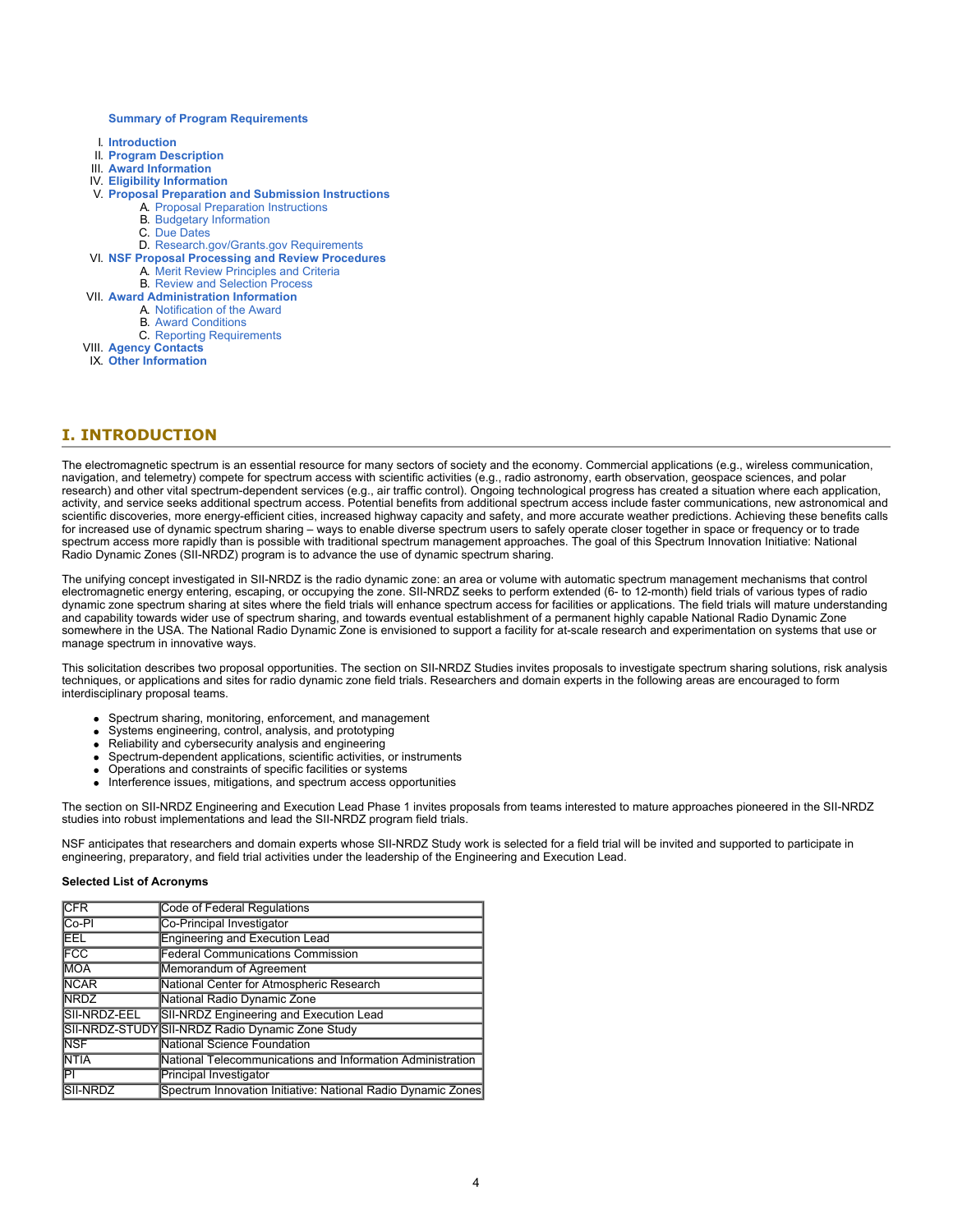**Summary of Program Requirements**

I. **Introduction**
II. **Program Description**
III. **Award Information**
IV. **Eligibility Information**
V. **Proposal Preparation and Submission Instructions**
   A. Proposal Preparation Instructions
   B. Budgetary Information
   C. Due Dates
   D. Research.gov/Grants.gov Requirements
VI. **NSF Proposal Processing and Review Procedures**
   A. Merit Review Principles and Criteria
   B. Review and Selection Process
VII. **Award Administration Information**
   A. Notification of the Award
   B. Award Conditions
   C. Reporting Requirements
VIII. **Agency Contacts**
IX. **Other Information**

# I. INTRODUCTION

The electromagnetic spectrum is an essential resource for many sectors of society and the economy. Commercial applications (e.g., wireless communication, navigation, and telemetry) compete for spectrum access with scientific activities (e.g., radio astronomy, earth observation, geospace sciences, and polar research) and other vital spectrum-dependent services (e.g., air traffic control). Ongoing technological progress has created a situation where each application, activity, and service seeks additional spectrum access. Potential benefits from additional spectrum access include faster communications, new astronomical and scientific discoveries, more energy-efficient cities, increased highway capacity and safety, and more accurate weather predictions. Achieving these benefits calls for increased use of dynamic spectrum sharing – ways to enable diverse spectrum users to safely operate closer together in space or frequency or to trade spectrum access more rapidly than is possible with traditional spectrum management approaches. The goal of this Spectrum Innovation Initiative: National Radio Dynamic Zones (SII-NRDZ) program is to advance the use of dynamic spectrum sharing.

The unifying concept investigated in SII-NRDZ is the radio dynamic zone: an area or volume with automatic spectrum management mechanisms that control electromagnetic energy entering, escaping, or occupying the zone. SII-NRDZ seeks to perform extended (6- to 12-month) field trials of various types of radio dynamic zone spectrum sharing at sites where the field trials will enhance spectrum access for facilities or applications. The field trials will mature understanding and capability towards wider use of spectrum sharing, and towards eventual establishment of a permanent highly capable National Radio Dynamic Zone somewhere in the USA. The National Radio Dynamic Zone is envisioned to support a facility for at-scale research and experimentation on systems that use or manage spectrum in innovative ways.

This solicitation describes two proposal opportunities. The section on SII-NRDZ Studies invites proposals to investigate spectrum sharing solutions, risk analysis techniques, or applications and sites for radio dynamic zone field trials. Researchers and domain experts in the following areas are encouraged to form interdisciplinary proposal teams.

- Spectrum sharing, monitoring, enforcement, and management
- Systems engineering, control, analysis, and prototyping
- Reliability and cybersecurity analysis and engineering
- Spectrum-dependent applications, scientific activities, or instruments
- Operations and constraints of specific facilities or systems
- Interference issues, mitigations, and spectrum access opportunities

The section on SII-NRDZ Engineering and Execution Lead Phase 1 invites proposals from teams interested to mature approaches pioneered in the SII-NRDZ studies into robust implementations and lead the SII-NRDZ program field trials.

NSF anticipates that researchers and domain experts whose SII-NRDZ Study work is selected for a field trial will be invited and supported to participate in engineering, preparatory, and field trial activities under the leadership of the Engineering and Execution Lead.

**Selected List of Acronyms**

| | |
|---|---|
| CFR | Code of Federal Regulations |
| Co-PI | Co-Principal Investigator |
| EEL | Engineering and Execution Lead |
| FCC | Federal Communications Commission |
| MOA | Memorandum of Agreement |
| NCAR | National Center for Atmospheric Research |
| NRDZ | National Radio Dynamic Zone |
| SII-NRDZ-EEL | SII-NRDZ Engineering and Execution Lead |
| SII-NRDZ-STUDY | SII-NRDZ Radio Dynamic Zone Study |
| NSF | National Science Foundation |
| NTIA | National Telecommunications and Information Administration |
| PI | Principal Investigator |
| SII-NRDZ | Spectrum Innovation Initiative: National Radio Dynamic Zones |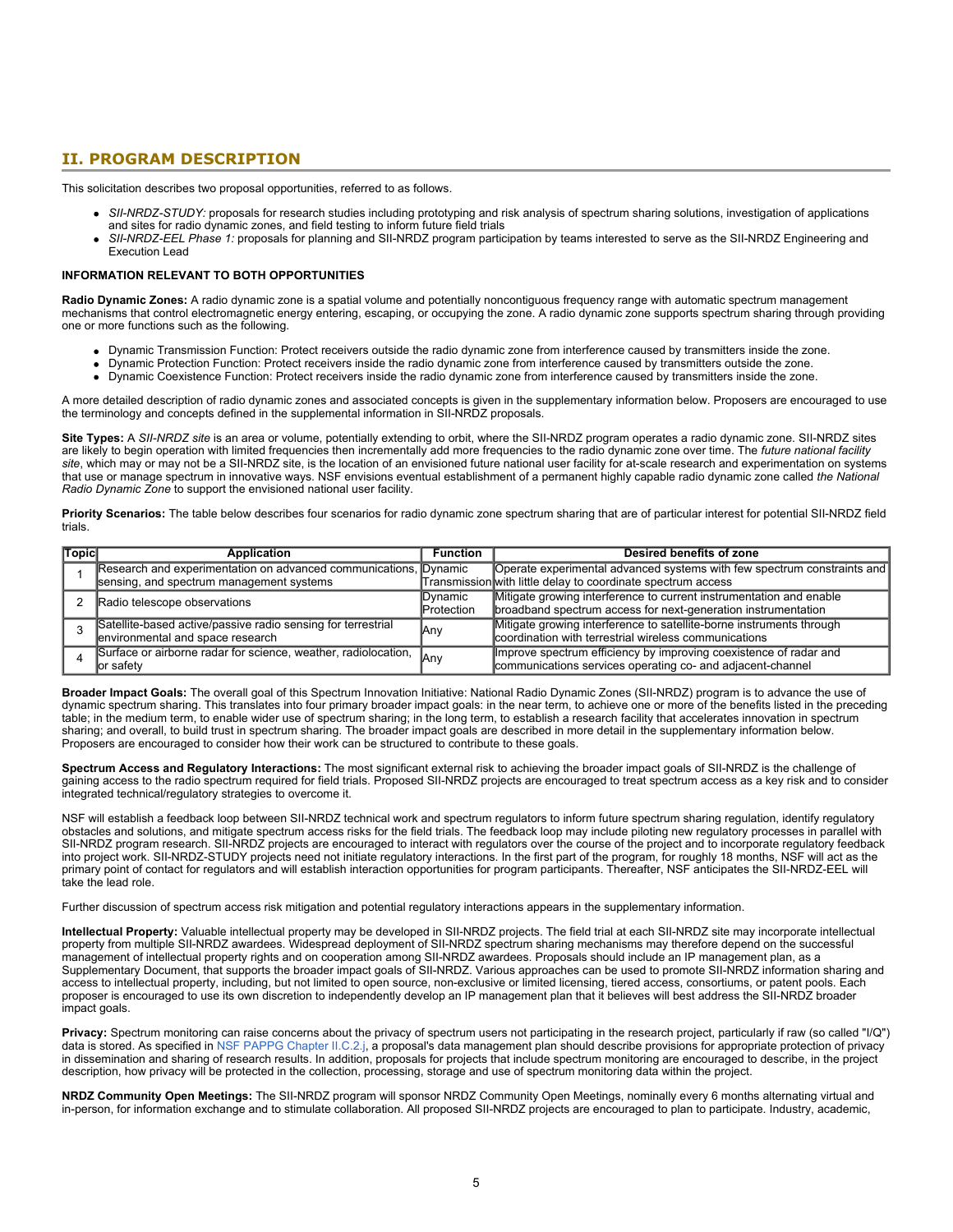## II. PROGRAM DESCRIPTION

This solicitation describes two proposal opportunities, referred to as follows.

- *SII-NRDZ-STUDY:* proposals for research studies including prototyping and risk analysis of spectrum sharing solutions, investigation of applications and sites for radio dynamic zones, and field testing to inform future field trials
- *SII-NRDZ-EEL Phase 1:* proposals for planning and SII-NRDZ program participation by teams interested to serve as the SII-NRDZ Engineering and Execution Lead

**INFORMATION RELEVANT TO BOTH OPPORTUNITIES**

**Radio Dynamic Zones:** A radio dynamic zone is a spatial volume and potentially noncontiguous frequency range with automatic spectrum management mechanisms that control electromagnetic energy entering, escaping, or occupying the zone. A radio dynamic zone supports spectrum sharing through providing one or more functions such as the following.

- Dynamic Transmission Function: Protect receivers outside the radio dynamic zone from interference caused by transmitters inside the zone.
- Dynamic Protection Function: Protect receivers inside the radio dynamic zone from interference caused by transmitters outside the zone.
- Dynamic Coexistence Function: Protect receivers inside the radio dynamic zone from interference caused by transmitters inside the zone.

A more detailed description of radio dynamic zones and associated concepts is given in the supplementary information below. Proposers are encouraged to use the terminology and concepts defined in the supplemental information in SII-NRDZ proposals.

**Site Types:** A *SII-NRDZ site* is an area or volume, potentially extending to orbit, where the SII-NRDZ program operates a radio dynamic zone. SII-NRDZ sites are likely to begin operation with limited frequencies then incrementally add more frequencies to the radio dynamic zone over time. The *future national facility site*, which may or may not be a SII-NRDZ site, is the location of an envisioned future national user facility for at-scale research and experimentation on systems that use or manage spectrum in innovative ways. NSF envisions eventual establishment of a permanent highly capable radio dynamic zone called *the National Radio Dynamic Zone* to support the envisioned national user facility.

**Priority Scenarios:** The table below describes four scenarios for radio dynamic zone spectrum sharing that are of particular interest for potential SII-NRDZ field trials.

| Topic | Application | Function | Desired benefits of zone |
|---|---|---|---|
| 1 | Research and experimentation on advanced communications, sensing, and spectrum management systems | Dynamic Transmission | Operate experimental advanced systems with few spectrum constraints and with little delay to coordinate spectrum access |
| 2 | Radio telescope observations | Dynamic Protection | Mitigate growing interference to current instrumentation and enable broadband spectrum access for next-generation instrumentation |
| 3 | Satellite-based active/passive radio sensing for terrestrial environmental and space research | Any | Mitigate growing interference to satellite-borne instruments through coordination with terrestrial wireless communications |
| 4 | Surface or airborne radar for science, weather, radiolocation, or safety | Any | Improve spectrum efficiency by improving coexistence of radar and communications services operating co- and adjacent-channel |

**Broader Impact Goals:** The overall goal of this Spectrum Innovation Initiative: National Radio Dynamic Zones (SII-NRDZ) program is to advance the use of dynamic spectrum sharing. This translates into four primary broader impact goals: in the near term, to achieve one or more of the benefits listed in the preceding table; in the medium term, to enable wider use of spectrum sharing; in the long term, to establish a research facility that accelerates innovation in spectrum sharing; and overall, to build trust in spectrum sharing. The broader impact goals are described in more detail in the supplementary information below. Proposers are encouraged to consider how their work can be structured to contribute to these goals.

**Spectrum Access and Regulatory Interactions:** The most significant external risk to achieving the broader impact goals of SII-NRDZ is the challenge of gaining access to the radio spectrum required for field trials. Proposed SII-NRDZ projects are encouraged to treat spectrum access as a key risk and to consider integrated technical/regulatory strategies to overcome it.

NSF will establish a feedback loop between SII-NRDZ technical work and spectrum regulators to inform future spectrum sharing regulation, identify regulatory obstacles and solutions, and mitigate spectrum access risks for the field trials. The feedback loop may include piloting new regulatory processes in parallel with SII-NRDZ program research. SII-NRDZ projects are encouraged to interact with regulators over the course of the project and to incorporate regulatory feedback into project work. SII-NRDZ-STUDY projects need not initiate regulatory interactions. In the first part of the program, for roughly 18 months, NSF will act as the primary point of contact for regulators and will establish interaction opportunities for program participants. Thereafter, NSF anticipates the SII-NRDZ-EEL will take the lead role.

Further discussion of spectrum access risk mitigation and potential regulatory interactions appears in the supplementary information.

**Intellectual Property:** Valuable intellectual property may be developed in SII-NRDZ projects. The field trial at each SII-NRDZ site may incorporate intellectual property from multiple SII-NRDZ awardees. Widespread deployment of SII-NRDZ spectrum sharing mechanisms may therefore depend on the successful management of intellectual property rights and on cooperation among SII-NRDZ awardees. Proposals should include an IP management plan, as a Supplementary Document, that supports the broader impact goals of SII-NRDZ. Various approaches can be used to promote SII-NRDZ information sharing and access to intellectual property, including, but not limited to open source, non-exclusive or limited licensing, tiered access, consortiums, or patent pools. Each proposer is encouraged to use its own discretion to independently develop an IP management plan that it believes will best address the SII-NRDZ broader impact goals.

**Privacy:** Spectrum monitoring can raise concerns about the privacy of spectrum users not participating in the research project, particularly if raw (so called "I/Q") data is stored. As specified in NSF PAPPG Chapter II.C.2.j, a proposal's data management plan should describe provisions for appropriate protection of privacy in dissemination and sharing of research results. In addition, proposals for projects that include spectrum monitoring are encouraged to describe, in the project description, how privacy will be protected in the collection, processing, storage and use of spectrum monitoring data within the project.

**NRDZ Community Open Meetings:** The SII-NRDZ program will sponsor NRDZ Community Open Meetings, nominally every 6 months alternating virtual and in-person, for information exchange and to stimulate collaboration. All proposed SII-NRDZ projects are encouraged to plan to participate. Industry, academic,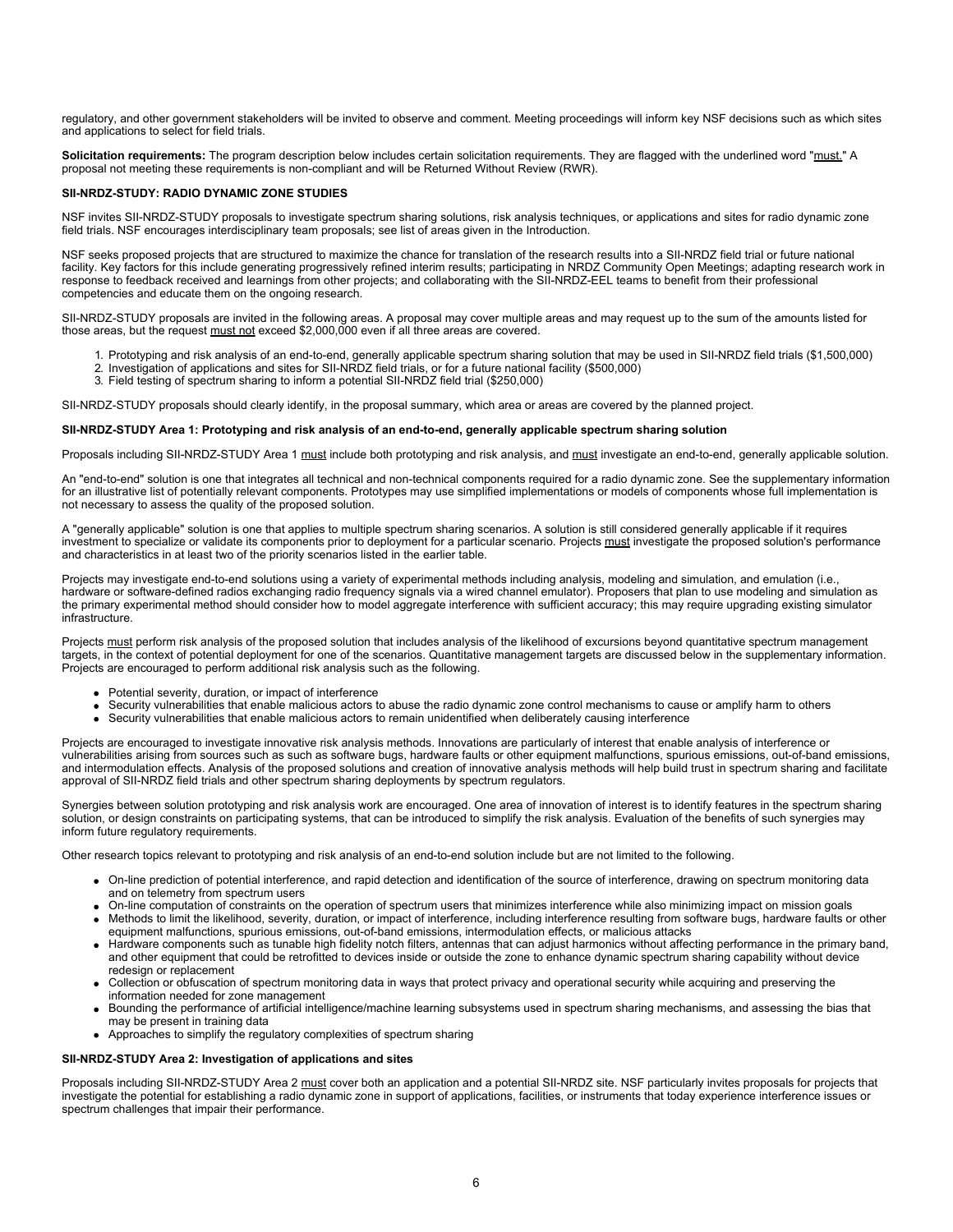regulatory, and other government stakeholders will be invited to observe and comment. Meeting proceedings will inform key NSF decisions such as which sites and applications to select for field trials.

**Solicitation requirements:** The program description below includes certain solicitation requirements. They are flagged with the underlined word "must." A proposal not meeting these requirements is non-compliant and will be Returned Without Review (RWR).

**SII-NRDZ-STUDY: RADIO DYNAMIC ZONE STUDIES**

NSF invites SII-NRDZ-STUDY proposals to investigate spectrum sharing solutions, risk analysis techniques, or applications and sites for radio dynamic zone field trials. NSF encourages interdisciplinary team proposals; see list of areas given in the Introduction.

NSF seeks proposed projects that are structured to maximize the chance for translation of the research results into a SII-NRDZ field trial or future national facility. Key factors for this include generating progressively refined interim results; participating in NRDZ Community Open Meetings; adapting research work in response to feedback received and learnings from other projects; and collaborating with the SII-NRDZ-EEL teams to benefit from their professional competencies and educate them on the ongoing research.

SII-NRDZ-STUDY proposals are invited in the following areas. A proposal may cover multiple areas and may request up to the sum of the amounts listed for those areas, but the request must not exceed $2,000,000 even if all three areas are covered.

1. Prototyping and risk analysis of an end-to-end, generally applicable spectrum sharing solution that may be used in SII-NRDZ field trials ($1,500,000)
2. Investigation of applications and sites for SII-NRDZ field trials, or for a future national facility ($500,000)
3. Field testing of spectrum sharing to inform a potential SII-NRDZ field trial ($250,000)

SII-NRDZ-STUDY proposals should clearly identify, in the proposal summary, which area or areas are covered by the planned project.

**SII-NRDZ-STUDY Area 1: Prototyping and risk analysis of an end-to-end, generally applicable spectrum sharing solution**

Proposals including SII-NRDZ-STUDY Area 1 must include both prototyping and risk analysis, and must investigate an end-to-end, generally applicable solution.

An "end-to-end" solution is one that integrates all technical and non-technical components required for a radio dynamic zone. See the supplementary information for an illustrative list of potentially relevant components. Prototypes may use simplified implementations or models of components whose full implementation is not necessary to assess the quality of the proposed solution.

A "generally applicable" solution is one that applies to multiple spectrum sharing scenarios. A solution is still considered generally applicable if it requires investment to specialize or validate its components prior to deployment for a particular scenario. Projects must investigate the proposed solution's performance and characteristics in at least two of the priority scenarios listed in the earlier table.

Projects may investigate end-to-end solutions using a variety of experimental methods including analysis, modeling and simulation, and emulation (i.e., hardware or software-defined radios exchanging radio frequency signals via a wired channel emulator). Proposers that plan to use modeling and simulation as the primary experimental method should consider how to model aggregate interference with sufficient accuracy; this may require upgrading existing simulator infrastructure.

Projects must perform risk analysis of the proposed solution that includes analysis of the likelihood of excursions beyond quantitative spectrum management targets, in the context of potential deployment for one of the scenarios. Quantitative management targets are discussed below in the supplementary information. Projects are encouraged to perform additional risk analysis such as the following.

- Potential severity, duration, or impact of interference
- Security vulnerabilities that enable malicious actors to abuse the radio dynamic zone control mechanisms to cause or amplify harm to others
- Security vulnerabilities that enable malicious actors to remain unidentified when deliberately causing interference

Projects are encouraged to investigate innovative risk analysis methods. Innovations are particularly of interest that enable analysis of interference or vulnerabilities arising from sources such as such as software bugs, hardware faults or other equipment malfunctions, spurious emissions, out-of-band emissions, and intermodulation effects. Analysis of the proposed solutions and creation of innovative analysis methods will help build trust in spectrum sharing and facilitate approval of SII-NRDZ field trials and other spectrum sharing deployments by spectrum regulators.

Synergies between solution prototyping and risk analysis work are encouraged. One area of innovation of interest is to identify features in the spectrum sharing solution, or design constraints on participating systems, that can be introduced to simplify the risk analysis. Evaluation of the benefits of such synergies may inform future regulatory requirements.

Other research topics relevant to prototyping and risk analysis of an end-to-end solution include but are not limited to the following.

- On-line prediction of potential interference, and rapid detection and identification of the source of interference, drawing on spectrum monitoring data and on telemetry from spectrum users
- On-line computation of constraints on the operation of spectrum users that minimizes interference while also minimizing impact on mission goals
- Methods to limit the likelihood, severity, duration, or impact of interference, including interference resulting from software bugs, hardware faults or other equipment malfunctions, spurious emissions, out-of-band emissions, intermodulation effects, or malicious attacks
- Hardware components such as tunable high fidelity notch filters, antennas that can adjust harmonics without affecting performance in the primary band, and other equipment that could be retrofitted to devices inside or outside the zone to enhance dynamic spectrum sharing capability without device redesign or replacement
- Collection or obfuscation of spectrum monitoring data in ways that protect privacy and operational security while acquiring and preserving the information needed for zone management
- Bounding the performance of artificial intelligence/machine learning subsystems used in spectrum sharing mechanisms, and assessing the bias that may be present in training data
- Approaches to simplify the regulatory complexities of spectrum sharing

**SII-NRDZ-STUDY Area 2: Investigation of applications and sites**

Proposals including SII-NRDZ-STUDY Area 2 must cover both an application and a potential SII-NRDZ site. NSF particularly invites proposals for projects that investigate the potential for establishing a radio dynamic zone in support of applications, facilities, or instruments that today experience interference issues or spectrum challenges that impair their performance.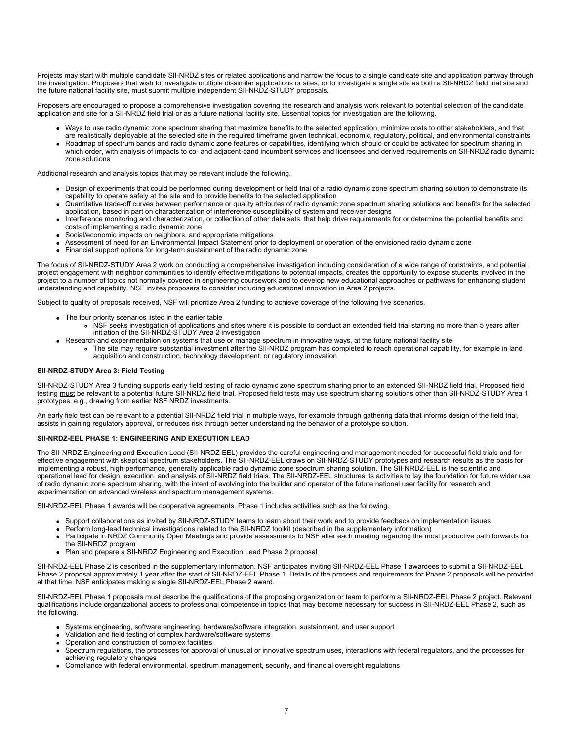Projects may start with multiple candidate SII-NRDZ sites or related applications and narrow the focus to a single candidate site and application partway through the investigation. Proposers that wish to investigate multiple dissimilar applications or sites, or to investigate a single site as both a SII-NRDZ field trial site and the future national facility site, must submit multiple independent SII-NRDZ-STUDY proposals.

Proposers are encouraged to propose a comprehensive investigation covering the research and analysis work relevant to potential selection of the candidate application and site for a SII-NRDZ field trial or as a future national facility site. Essential topics for investigation are the following.

- Ways to use radio dynamic zone spectrum sharing that maximize benefits to the selected application, minimize costs to other stakeholders, and that are realistically deployable at the selected site in the required timeframe given technical, economic, regulatory, political, and environmental constraints
- Roadmap of spectrum bands and radio dynamic zone features or capabilities, identifying which should or could be activated for spectrum sharing in which order, with analysis of impacts to co- and adjacent-band incumbent services and licensees and derived requirements on SII-NRDZ radio dynamic zone solutions

Additional research and analysis topics that may be relevant include the following.

- Design of experiments that could be performed during development or field trial of a radio dynamic zone spectrum sharing solution to demonstrate its capability to operate safely at the site and to provide benefits to the selected application
- Quantitative trade-off curves between performance or quality attributes of radio dynamic zone spectrum sharing solutions and benefits for the selected application, based in part on characterization of interference susceptibility of system and receiver designs
- Interference monitoring and characterization, or collection of other data sets, that help drive requirements for or determine the potential benefits and costs of implementing a radio dynamic zone
- Social/economic impacts on neighbors, and appropriate mitigations
- Assessment of need for an Environmental Impact Statement prior to deployment or operation of the envisioned radio dynamic zone
- Financial support options for long-term sustainment of the radio dynamic zone

The focus of SII-NRDZ-STUDY Area 2 work on conducting a comprehensive investigation including consideration of a wide range of constraints, and potential project engagement with neighbor communities to identify effective mitigations to potential impacts, creates the opportunity to expose students involved in the project to a number of topics not normally covered in engineering coursework and to develop new educational approaches or pathways for enhancing student understanding and capability. NSF invites proposers to consider including educational innovation in Area 2 projects.

Subject to quality of proposals received, NSF will prioritize Area 2 funding to achieve coverage of the following five scenarios.

- The four priority scenarios listed in the earlier table
  - NSF seeks investigation of applications and sites where it is possible to conduct an extended field trial starting no more than 5 years after initiation of the SII-NRDZ-STUDY Area 2 investigation
- Research and experimentation on systems that use or manage spectrum in innovative ways, at the future national facility site
  - The site may require substantial investment after the SII-NRDZ program has completed to reach operational capability, for example in land acquisition and construction, technology development, or regulatory innovation

**SII-NRDZ-STUDY Area 3: Field Testing**

SII-NRDZ-STUDY Area 3 funding supports early field testing of radio dynamic zone spectrum sharing prior to an extended SII-NRDZ field trial. Proposed field testing must be relevant to a potential future SII-NRDZ field trial. Proposed field tests may use spectrum sharing solutions other than SII-NRDZ-STUDY Area 1 prototypes, e.g., drawing from earlier NSF NRDZ investments.

An early field test can be relevant to a potential SII-NRDZ field trial in multiple ways, for example through gathering data that informs design of the field trial, assists in gaining regulatory approval, or reduces risk through better understanding the behavior of a prototype solution.

**SII-NRDZ-EEL PHASE 1: ENGINEERING AND EXECUTION LEAD**

The SII-NRDZ Engineering and Execution Lead (SII-NRDZ-EEL) provides the careful engineering and management needed for successful field trials and for effective engagement with skeptical spectrum stakeholders. The SII-NRDZ-EEL draws on SII-NRDZ-STUDY prototypes and research results as the basis for implementing a robust, high-performance, generally applicable radio dynamic zone spectrum sharing solution. The SII-NRDZ-EEL is the scientific and operational lead for design, execution, and analysis of SII-NRDZ field trials. The SII-NRDZ-EEL structures its activities to lay the foundation for future wider use of radio dynamic zone spectrum sharing, with the intent of evolving into the builder and operator of the future national user facility for research and experimentation on advanced wireless and spectrum management systems.

SII-NRDZ-EEL Phase 1 awards will be cooperative agreements. Phase 1 includes activities such as the following.

- Support collaborations as invited by SII-NRDZ-STUDY teams to learn about their work and to provide feedback on implementation issues
- Perform long-lead technical investigations related to the SII-NRDZ toolkit (described in the supplementary information)
- Participate in NRDZ Community Open Meetings and provide assessments to NSF after each meeting regarding the most productive path forwards for the SII-NRDZ program
- Plan and prepare a SII-NRDZ Engineering and Execution Lead Phase 2 proposal

SII-NRDZ-EEL Phase 2 is described in the supplementary information. NSF anticipates inviting SII-NRDZ-EEL Phase 1 awardees to submit a SII-NRDZ-EEL Phase 2 proposal approximately 1 year after the start of SII-NRDZ-EEL Phase 1. Details of the process and requirements for Phase 2 proposals will be provided at that time. NSF anticipates making a single SII-NRDZ-EEL Phase 2 award.

SII-NRDZ-EEL Phase 1 proposals must describe the qualifications of the proposing organization or team to perform a SII-NRDZ-EEL Phase 2 project. Relevant qualifications include organizational access to professional competence in topics that may become necessary for success in SII-NRDZ-EEL Phase 2, such as the following.

- Systems engineering, software engineering, hardware/software integration, sustainment, and user support
- Validation and field testing of complex hardware/software systems
- Operation and construction of complex facilities
- Spectrum regulations, the processes for approval of unusual or innovative spectrum uses, interactions with federal regulators, and the processes for achieving regulatory changes
- Compliance with federal environmental, spectrum management, security, and financial oversight regulations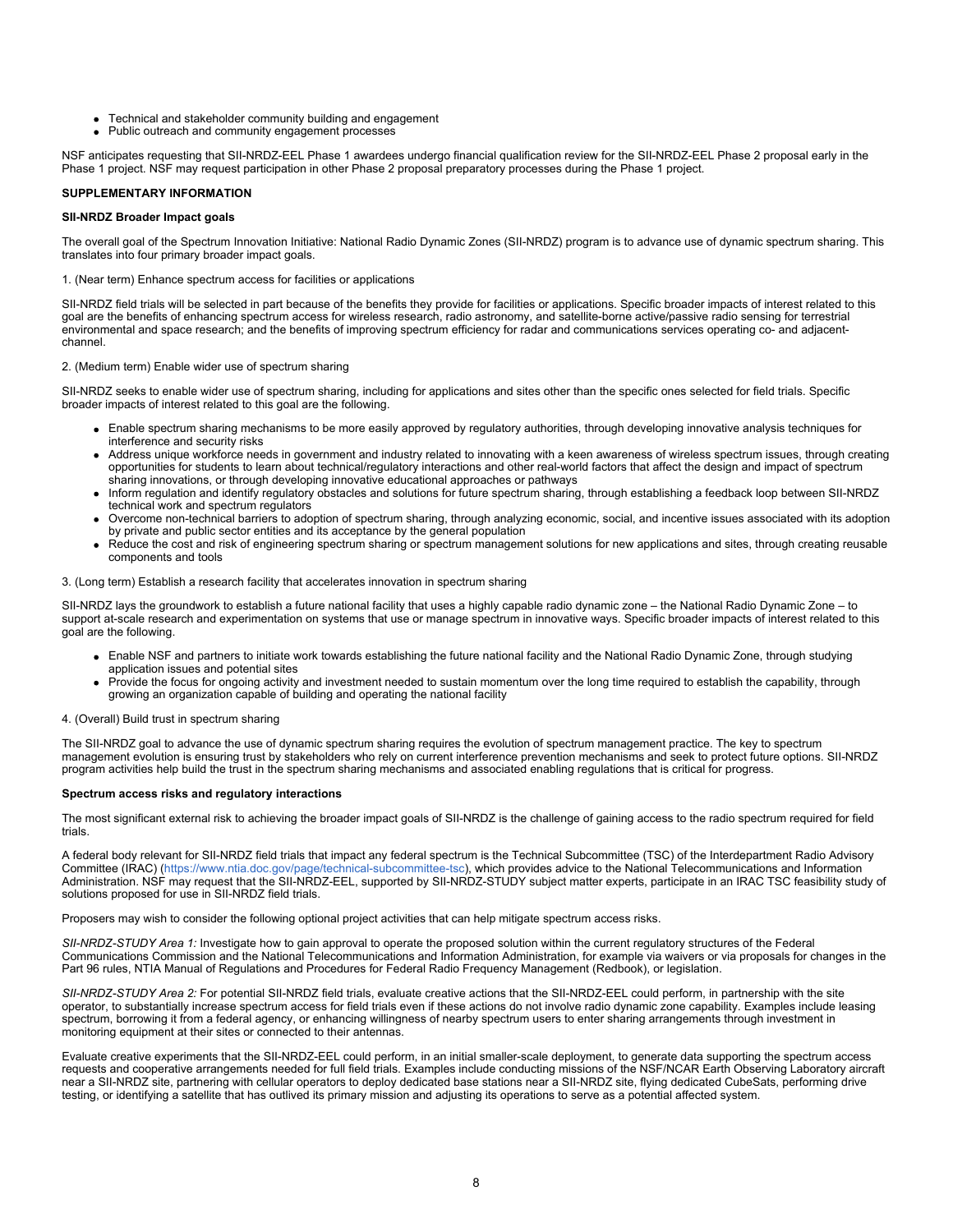- Technical and stakeholder community building and engagement
- Public outreach and community engagement processes

NSF anticipates requesting that SII-NRDZ-EEL Phase 1 awardees undergo financial qualification review for the SII-NRDZ-EEL Phase 2 proposal early in the Phase 1 project. NSF may request participation in other Phase 2 proposal preparatory processes during the Phase 1 project.

**SUPPLEMENTARY INFORMATION**

**SII-NRDZ Broader Impact goals**

The overall goal of the Spectrum Innovation Initiative: National Radio Dynamic Zones (SII-NRDZ) program is to advance use of dynamic spectrum sharing. This translates into four primary broader impact goals.

1. (Near term) Enhance spectrum access for facilities or applications

SII-NRDZ field trials will be selected in part because of the benefits they provide for facilities or applications. Specific broader impacts of interest related to this goal are the benefits of enhancing spectrum access for wireless research, radio astronomy, and satellite-borne active/passive radio sensing for terrestrial environmental and space research; and the benefits of improving spectrum efficiency for radar and communications services operating co- and adjacent-channel.

2. (Medium term) Enable wider use of spectrum sharing

SII-NRDZ seeks to enable wider use of spectrum sharing, including for applications and sites other than the specific ones selected for field trials. Specific broader impacts of interest related to this goal are the following.

- Enable spectrum sharing mechanisms to be more easily approved by regulatory authorities, through developing innovative analysis techniques for interference and security risks
- Address unique workforce needs in government and industry related to innovating with a keen awareness of wireless spectrum issues, through creating opportunities for students to learn about technical/regulatory interactions and other real-world factors that affect the design and impact of spectrum sharing innovations, or through developing innovative educational approaches or pathways
- Inform regulation and identify regulatory obstacles and solutions for future spectrum sharing, through establishing a feedback loop between SII-NRDZ technical work and spectrum regulators
- Overcome non-technical barriers to adoption of spectrum sharing, through analyzing economic, social, and incentive issues associated with its adoption by private and public sector entities and its acceptance by the general population
- Reduce the cost and risk of engineering spectrum sharing or spectrum management solutions for new applications and sites, through creating reusable components and tools

3. (Long term) Establish a research facility that accelerates innovation in spectrum sharing

SII-NRDZ lays the groundwork to establish a future national facility that uses a highly capable radio dynamic zone – the National Radio Dynamic Zone – to support at-scale research and experimentation on systems that use or manage spectrum in innovative ways. Specific broader impacts of interest related to this goal are the following.

- Enable NSF and partners to initiate work towards establishing the future national facility and the National Radio Dynamic Zone, through studying application issues and potential sites
- Provide the focus for ongoing activity and investment needed to sustain momentum over the long time required to establish the capability, through growing an organization capable of building and operating the national facility

4. (Overall) Build trust in spectrum sharing

The SII-NRDZ goal to advance the use of dynamic spectrum sharing requires the evolution of spectrum management practice. The key to spectrum management evolution is ensuring trust by stakeholders who rely on current interference prevention mechanisms and seek to protect future options. SII-NRDZ program activities help build the trust in the spectrum sharing mechanisms and associated enabling regulations that is critical for progress.

**Spectrum access risks and regulatory interactions**

The most significant external risk to achieving the broader impact goals of SII-NRDZ is the challenge of gaining access to the radio spectrum required for field trials.

A federal body relevant for SII-NRDZ field trials that impact any federal spectrum is the Technical Subcommittee (TSC) of the Interdepartment Radio Advisory Committee (IRAC) (https://www.ntia.doc.gov/page/technical-subcommittee-tsc), which provides advice to the National Telecommunications and Information Administration. NSF may request that the SII-NRDZ-EEL, supported by SII-NRDZ-STUDY subject matter experts, participate in an IRAC TSC feasibility study of solutions proposed for use in SII-NRDZ field trials.

Proposers may wish to consider the following optional project activities that can help mitigate spectrum access risks.

*SII-NRDZ-STUDY Area 1:* Investigate how to gain approval to operate the proposed solution within the current regulatory structures of the Federal Communications Commission and the National Telecommunications and Information Administration, for example via waivers or via proposals for changes in the Part 96 rules, NTIA Manual of Regulations and Procedures for Federal Radio Frequency Management (Redbook), or legislation.

*SII-NRDZ-STUDY Area 2:* For potential SII-NRDZ field trials, evaluate creative actions that the SII-NRDZ-EEL could perform, in partnership with the site operator, to substantially increase spectrum access for field trials even if these actions do not involve radio dynamic zone capability. Examples include leasing spectrum, borrowing it from a federal agency, or enhancing willingness of nearby spectrum users to enter sharing arrangements through investment in monitoring equipment at their sites or connected to their antennas.

Evaluate creative experiments that the SII-NRDZ-EEL could perform, in an initial smaller-scale deployment, to generate data supporting the spectrum access requests and cooperative arrangements needed for full field trials. Examples include conducting missions of the NSF/NCAR Earth Observing Laboratory aircraft near a SII-NRDZ site, partnering with cellular operators to deploy dedicated base stations near a SII-NRDZ site, flying dedicated CubeSats, performing drive testing, or identifying a satellite that has outlived its primary mission and adjusting its operations to serve as a potential affected system.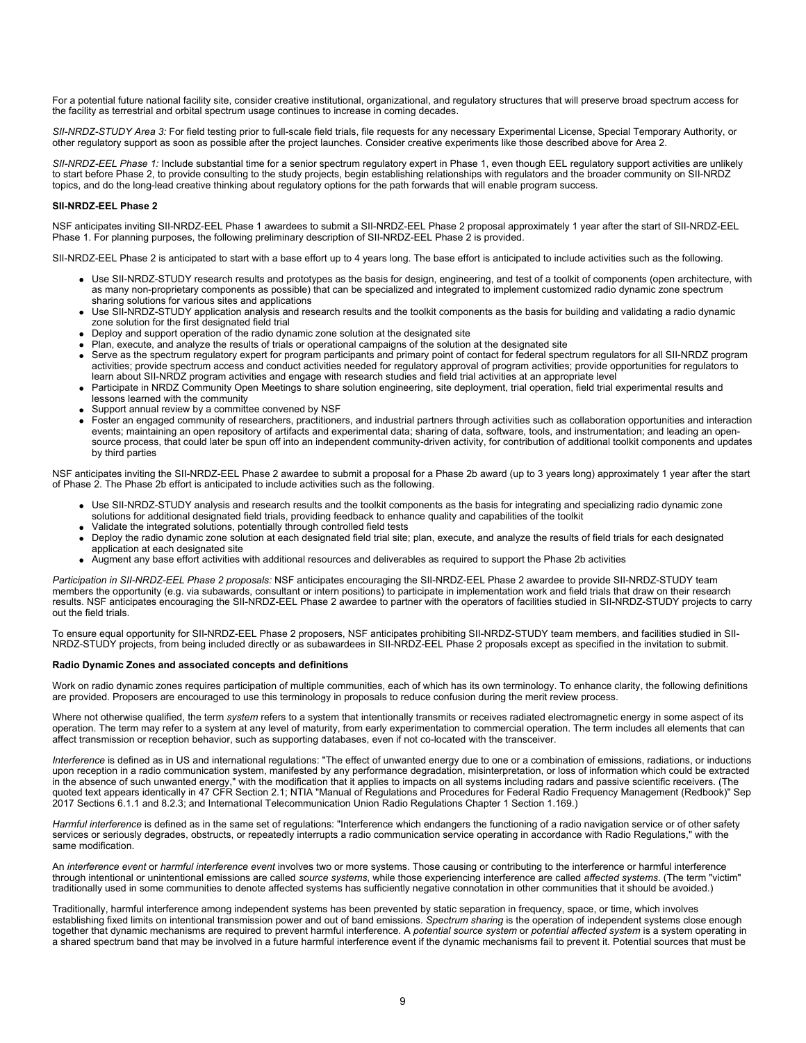For a potential future national facility site, consider creative institutional, organizational, and regulatory structures that will preserve broad spectrum access for the facility as terrestrial and orbital spectrum usage continues to increase in coming decades.

*SII-NRDZ-STUDY Area 3:* For field testing prior to full-scale field trials, file requests for any necessary Experimental License, Special Temporary Authority, or other regulatory support as soon as possible after the project launches. Consider creative experiments like those described above for Area 2.

*SII-NRDZ-EEL Phase 1:* Include substantial time for a senior spectrum regulatory expert in Phase 1, even though EEL regulatory support activities are unlikely to start before Phase 2, to provide consulting to the study projects, begin establishing relationships with regulators and the broader community on SII-NRDZ topics, and do the long-lead creative thinking about regulatory options for the path forwards that will enable program success.

**SII-NRDZ-EEL Phase 2**

NSF anticipates inviting SII-NRDZ-EEL Phase 1 awardees to submit a SII-NRDZ-EEL Phase 2 proposal approximately 1 year after the start of SII-NRDZ-EEL Phase 1. For planning purposes, the following preliminary description of SII-NRDZ-EEL Phase 2 is provided.

SII-NRDZ-EEL Phase 2 is anticipated to start with a base effort up to 4 years long. The base effort is anticipated to include activities such as the following.

- Use SII-NRDZ-STUDY research results and prototypes as the basis for design, engineering, and test of a toolkit of components (open architecture, with as many non-proprietary components as possible) that can be specialized and integrated to implement customized radio dynamic zone spectrum sharing solutions for various sites and applications
- Use SII-NRDZ-STUDY application analysis and research results and the toolkit components as the basis for building and validating a radio dynamic zone solution for the first designated field trial
- Deploy and support operation of the radio dynamic zone solution at the designated site
- Plan, execute, and analyze the results of trials or operational campaigns of the solution at the designated site
- Serve as the spectrum regulatory expert for program participants and primary point of contact for federal spectrum regulators for all SII-NRDZ program activities; provide spectrum access and conduct activities needed for regulatory approval of program activities; provide opportunities for regulators to learn about SII-NRDZ program activities and engage with research studies and field trial activities at an appropriate level
- Participate in NRDZ Community Open Meetings to share solution engineering, site deployment, trial operation, field trial experimental results and lessons learned with the community
- Support annual review by a committee convened by NSF
- Foster an engaged community of researchers, practitioners, and industrial partners through activities such as collaboration opportunities and interaction events; maintaining an open repository of artifacts and experimental data; sharing of data, software, tools, and instrumentation; and leading an open-source process, that could later be spun off into an independent community-driven activity, for contribution of additional toolkit components and updates by third parties

NSF anticipates inviting the SII-NRDZ-EEL Phase 2 awardee to submit a proposal for a Phase 2b award (up to 3 years long) approximately 1 year after the start of Phase 2. The Phase 2b effort is anticipated to include activities such as the following.

- Use SII-NRDZ-STUDY analysis and research results and the toolkit components as the basis for integrating and specializing radio dynamic zone solutions for additional designated field trials, providing feedback to enhance quality and capabilities of the toolkit
- Validate the integrated solutions, potentially through controlled field tests
- Deploy the radio dynamic zone solution at each designated field trial site; plan, execute, and analyze the results of field trials for each designated application at each designated site
- Augment any base effort activities with additional resources and deliverables as required to support the Phase 2b activities

*Participation in SII-NRDZ-EEL Phase 2 proposals:* NSF anticipates encouraging the SII-NRDZ-EEL Phase 2 awardee to provide SII-NRDZ-STUDY team members the opportunity (e.g. via subawards, consultant or intern positions) to participate in implementation work and field trials that draw on their research results. NSF anticipates encouraging the SII-NRDZ-EEL Phase 2 awardee to partner with the operators of facilities studied in SII-NRDZ-STUDY projects to carry out the field trials.

To ensure equal opportunity for SII-NRDZ-EEL Phase 2 proposers, NSF anticipates prohibiting SII-NRDZ-STUDY team members, and facilities studied in SII-NRDZ-STUDY projects, from being included directly or as subawardees in SII-NRDZ-EEL Phase 2 proposals except as specified in the invitation to submit.

**Radio Dynamic Zones and associated concepts and definitions**

Work on radio dynamic zones requires participation of multiple communities, each of which has its own terminology. To enhance clarity, the following definitions are provided. Proposers are encouraged to use this terminology in proposals to reduce confusion during the merit review process.

Where not otherwise qualified, the term *system* refers to a system that intentionally transmits or receives radiated electromagnetic energy in some aspect of its operation. The term may refer to a system at any level of maturity, from early experimentation to commercial operation. The term includes all elements that can affect transmission or reception behavior, such as supporting databases, even if not co-located with the transceiver.

*Interference* is defined as in US and international regulations: "The effect of unwanted energy due to one or a combination of emissions, radiations, or inductions upon reception in a radio communication system, manifested by any performance degradation, misinterpretation, or loss of information which could be extracted in the absence of such unwanted energy," with the modification that it applies to impacts on all systems including radars and passive scientific receivers. (The quoted text appears identically in 47 CFR Section 2.1; NTIA "Manual of Regulations and Procedures for Federal Radio Frequency Management (Redbook)" Sep 2017 Sections 6.1.1 and 8.2.3; and International Telecommunication Union Radio Regulations Chapter 1 Section 1.169.)

*Harmful interference* is defined as in the same set of regulations: "Interference which endangers the functioning of a radio navigation service or of other safety services or seriously degrades, obstructs, or repeatedly interrupts a radio communication service operating in accordance with Radio Regulations," with the same modification.

An *interference event* or *harmful interference event* involves two or more systems. Those causing or contributing to the interference or harmful interference through intentional or unintentional emissions are called *source systems*, while those experiencing interference are called *affected systems*. (The term "victim" traditionally used in some communities to denote affected systems has sufficiently negative connotation in other communities that it should be avoided.)

Traditionally, harmful interference among independent systems has been prevented by static separation in frequency, space, or time, which involves establishing fixed limits on intentional transmission power and out of band emissions. *Spectrum sharing* is the operation of independent systems close enough together that dynamic mechanisms are required to prevent harmful interference. A *potential source system* or *potential affected system* is a system operating in a shared spectrum band that may be involved in a future harmful interference event if the dynamic mechanisms fail to prevent it. Potential sources that must be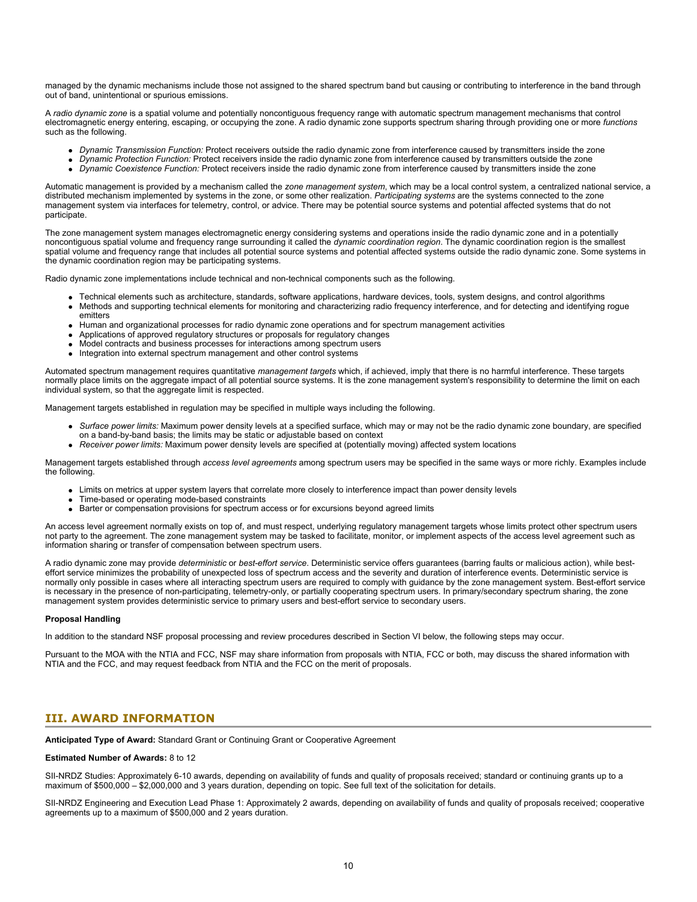managed by the dynamic mechanisms include those not assigned to the shared spectrum band but causing or contributing to interference in the band through out of band, unintentional or spurious emissions.

A *radio dynamic zone* is a spatial volume and potentially noncontiguous frequency range with automatic spectrum management mechanisms that control electromagnetic energy entering, escaping, or occupying the zone. A radio dynamic zone supports spectrum sharing through providing one or more *functions* such as the following.

- *Dynamic Transmission Function:* Protect receivers outside the radio dynamic zone from interference caused by transmitters inside the zone
- *Dynamic Protection Function:* Protect receivers inside the radio dynamic zone from interference caused by transmitters outside the zone
- *Dynamic Coexistence Function:* Protect receivers inside the radio dynamic zone from interference caused by transmitters inside the zone

Automatic management is provided by a mechanism called the *zone management system*, which may be a local control system, a centralized national service, a distributed mechanism implemented by systems in the zone, or some other realization. *Participating systems* are the systems connected to the zone management system via interfaces for telemetry, control, or advice. There may be potential source systems and potential affected systems that do not participate.

The zone management system manages electromagnetic energy considering systems and operations inside the radio dynamic zone and in a potentially noncontiguous spatial volume and frequency range surrounding it called the *dynamic coordination region*. The dynamic coordination region is the smallest spatial volume and frequency range that includes all potential source systems and potential affected systems outside the radio dynamic zone. Some systems in the dynamic coordination region may be participating systems.

Radio dynamic zone implementations include technical and non-technical components such as the following.

- Technical elements such as architecture, standards, software applications, hardware devices, tools, system designs, and control algorithms
- Methods and supporting technical elements for monitoring and characterizing radio frequency interference, and for detecting and identifying rogue emitters
- Human and organizational processes for radio dynamic zone operations and for spectrum management activities
- Applications of approved regulatory structures or proposals for regulatory changes
- Model contracts and business processes for interactions among spectrum users
- Integration into external spectrum management and other control systems

Automated spectrum management requires quantitative *management targets* which, if achieved, imply that there is no harmful interference. These targets normally place limits on the aggregate impact of all potential source systems. It is the zone management system's responsibility to determine the limit on each individual system, so that the aggregate limit is respected.

Management targets established in regulation may be specified in multiple ways including the following.

- *Surface power limits:* Maximum power density levels at a specified surface, which may or may not be the radio dynamic zone boundary, are specified on a band-by-band basis; the limits may be static or adjustable based on context
- *Receiver power limits:* Maximum power density levels are specified at (potentially moving) affected system locations

Management targets established through *access level agreements* among spectrum users may be specified in the same ways or more richly. Examples include the following.

- Limits on metrics at upper system layers that correlate more closely to interference impact than power density levels
- Time-based or operating mode-based constraints
- Barter or compensation provisions for spectrum access or for excursions beyond agreed limits

An access level agreement normally exists on top of, and must respect, underlying regulatory management targets whose limits protect other spectrum users not party to the agreement. The zone management system may be tasked to facilitate, monitor, or implement aspects of the access level agreement such as information sharing or transfer of compensation between spectrum users.

A radio dynamic zone may provide *deterministic* or *best-effort service*. Deterministic service offers guarantees (barring faults or malicious action), while best-effort service minimizes the probability of unexpected loss of spectrum access and the severity and duration of interference events. Deterministic service is normally only possible in cases where all interacting spectrum users are required to comply with guidance by the zone management system. Best-effort service is necessary in the presence of non-participating, telemetry-only, or partially cooperating spectrum users. In primary/secondary spectrum sharing, the zone management system provides deterministic service to primary users and best-effort service to secondary users.

**Proposal Handling**

In addition to the standard NSF proposal processing and review procedures described in Section VI below, the following steps may occur.

Pursuant to the MOA with the NTIA and FCC, NSF may share information from proposals with NTIA, FCC or both, may discuss the shared information with NTIA and the FCC, and may request feedback from NTIA and the FCC on the merit of proposals.

## III. AWARD INFORMATION

**Anticipated Type of Award:** Standard Grant or Continuing Grant or Cooperative Agreement

**Estimated Number of Awards:** 8 to 12

SII-NRDZ Studies: Approximately 6-10 awards, depending on availability of funds and quality of proposals received; standard or continuing grants up to a maximum of $500,000 – $2,000,000 and 3 years duration, depending on topic. See full text of the solicitation for details.

SII-NRDZ Engineering and Execution Lead Phase 1: Approximately 2 awards, depending on availability of funds and quality of proposals received; cooperative agreements up to a maximum of $500,000 and 2 years duration.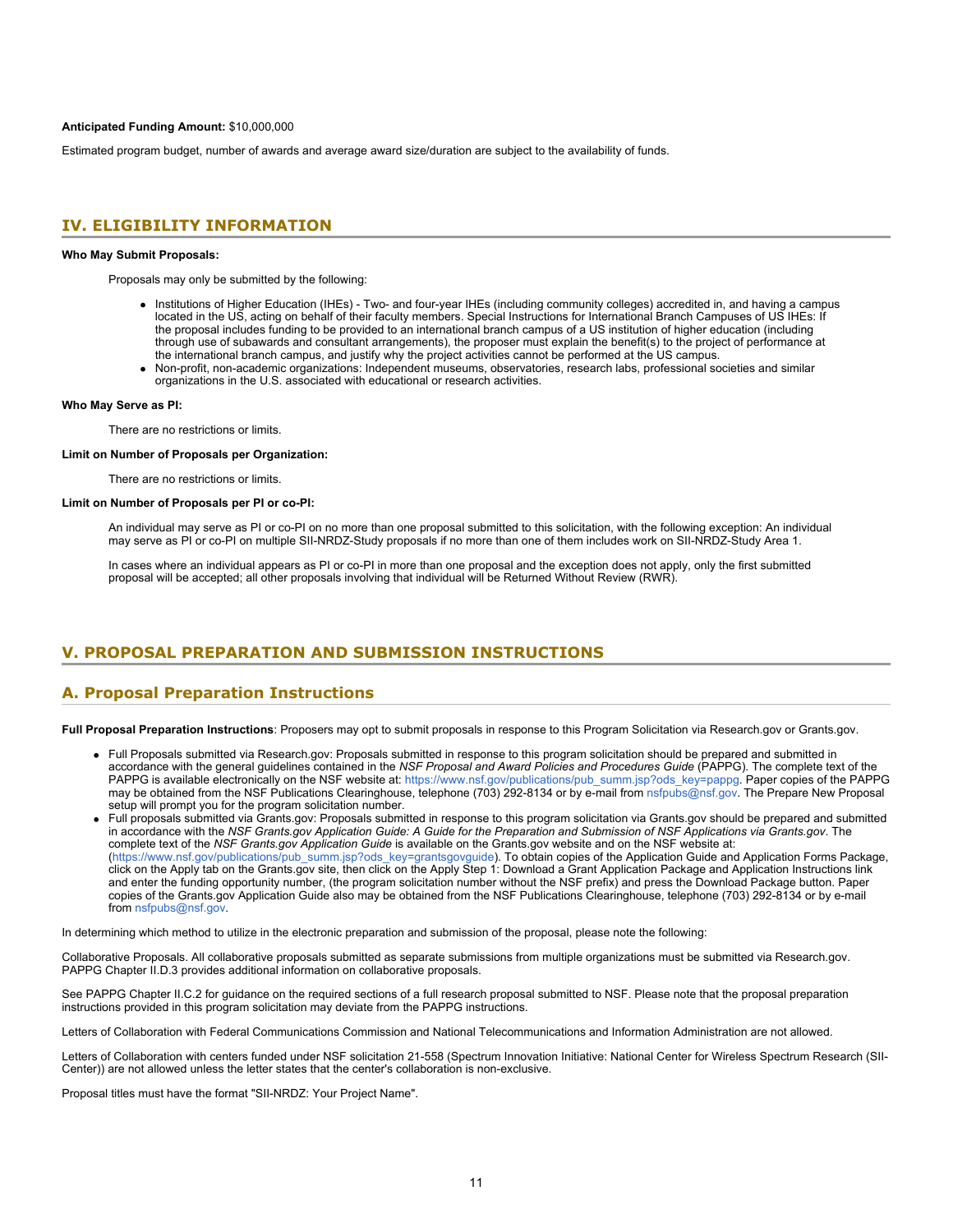**Anticipated Funding Amount:** $10,000,000

Estimated program budget, number of awards and average award size/duration are subject to the availability of funds.

## IV. ELIGIBILITY INFORMATION

**Who May Submit Proposals:**

Proposals may only be submitted by the following:

- Institutions of Higher Education (IHEs) - Two- and four-year IHEs (including community colleges) accredited in, and having a campus located in the US, acting on behalf of their faculty members. Special Instructions for International Branch Campuses of US IHEs: If the proposal includes funding to be provided to an international branch campus of a US institution of higher education (including through use of subawards and consultant arrangements), the proposer must explain the benefit(s) to the project of performance at the international branch campus, and justify why the project activities cannot be performed at the US campus.
- Non-profit, non-academic organizations: Independent museums, observatories, research labs, professional societies and similar organizations in the U.S. associated with educational or research activities.

**Who May Serve as PI:**

There are no restrictions or limits.

**Limit on Number of Proposals per Organization:**

There are no restrictions or limits.

**Limit on Number of Proposals per PI or co-PI:**

An individual may serve as PI or co-PI on no more than one proposal submitted to this solicitation, with the following exception: An individual may serve as PI or co-PI on multiple SII-NRDZ-Study proposals if no more than one of them includes work on SII-NRDZ-Study Area 1.

In cases where an individual appears as PI or co-PI in more than one proposal and the exception does not apply, only the first submitted proposal will be accepted; all other proposals involving that individual will be Returned Without Review (RWR).

## V. PROPOSAL PREPARATION AND SUBMISSION INSTRUCTIONS

### A. Proposal Preparation Instructions

**Full Proposal Preparation Instructions**: Proposers may opt to submit proposals in response to this Program Solicitation via Research.gov or Grants.gov.

- Full Proposals submitted via Research.gov: Proposals submitted in response to this program solicitation should be prepared and submitted in accordance with the general guidelines contained in the *NSF Proposal and Award Policies and Procedures Guide* (PAPPG). The complete text of the PAPPG is available electronically on the NSF website at: https://www.nsf.gov/publications/pub_summ.jsp?ods_key=pappg. Paper copies of the PAPPG may be obtained from the NSF Publications Clearinghouse, telephone (703) 292-8134 or by e-mail from nsfpubs@nsf.gov. The Prepare New Proposal setup will prompt you for the program solicitation number.
- Full proposals submitted via Grants.gov: Proposals submitted in response to this program solicitation via Grants.gov should be prepared and submitted in accordance with the *NSF Grants.gov Application Guide: A Guide for the Preparation and Submission of NSF Applications via Grants.gov*. The complete text of the *NSF Grants.gov Application Guide* is available on the Grants.gov website and on the NSF website at: (https://www.nsf.gov/publications/pub_summ.jsp?ods_key=grantsgovguide). To obtain copies of the Application Guide and Application Forms Package, click on the Apply tab on the Grants.gov site, then click on the Apply Step 1: Download a Grant Application Package and Application Instructions link and enter the funding opportunity number, (the program solicitation number without the NSF prefix) and press the Download Package button. Paper copies of the Grants.gov Application Guide also may be obtained from the NSF Publications Clearinghouse, telephone (703) 292-8134 or by e-mail from nsfpubs@nsf.gov.

In determining which method to utilize in the electronic preparation and submission of the proposal, please note the following:

Collaborative Proposals. All collaborative proposals submitted as separate submissions from multiple organizations must be submitted via Research.gov. PAPPG Chapter II.D.3 provides additional information on collaborative proposals.

See PAPPG Chapter II.C.2 for guidance on the required sections of a full research proposal submitted to NSF. Please note that the proposal preparation instructions provided in this program solicitation may deviate from the PAPPG instructions.

Letters of Collaboration with Federal Communications Commission and National Telecommunications and Information Administration are not allowed.

Letters of Collaboration with centers funded under NSF solicitation 21-558 (Spectrum Innovation Initiative: National Center for Wireless Spectrum Research (SII-Center)) are not allowed unless the letter states that the center's collaboration is non-exclusive.

Proposal titles must have the format "SII-NRDZ: Your Project Name".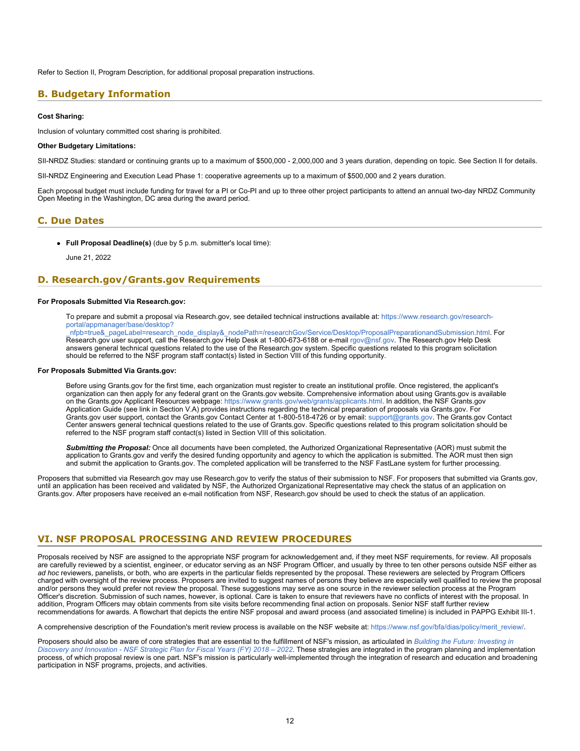Refer to Section II, Program Description, for additional proposal preparation instructions.

## B. Budgetary Information

**Cost Sharing:**

Inclusion of voluntary committed cost sharing is prohibited.

**Other Budgetary Limitations:**

SII-NRDZ Studies: standard or continuing grants up to a maximum of $500,000 - 2,000,000 and 3 years duration, depending on topic. See Section II for details.

SII-NRDZ Engineering and Execution Lead Phase 1: cooperative agreements up to a maximum of $500,000 and 2 years duration.

Each proposal budget must include funding for travel for a PI or Co-PI and up to three other project participants to attend an annual two-day NRDZ Community Open Meeting in the Washington, DC area during the award period.

## C. Due Dates

- **Full Proposal Deadline(s)** (due by 5 p.m. submitter's local time):

  June 21, 2022

## D. Research.gov/Grants.gov Requirements

**For Proposals Submitted Via Research.gov:**

To prepare and submit a proposal via Research.gov, see detailed technical instructions available at: https://www.research.gov/research-portal/appmanager/base/desktop?_nfpb=true&_pageLabel=research_node_display&_nodePath=/researchGov/Service/Desktop/ProposalPreparationandSubmission.html. For Research.gov user support, call the Research.gov Help Desk at 1-800-673-6188 or e-mail rgov@nsf.gov. The Research.gov Help Desk answers general technical questions related to the use of the Research.gov system. Specific questions related to this program solicitation should be referred to the NSF program staff contact(s) listed in Section VIII of this funding opportunity.

**For Proposals Submitted Via Grants.gov:**

Before using Grants.gov for the first time, each organization must register to create an institutional profile. Once registered, the applicant's organization can then apply for any federal grant on the Grants.gov website. Comprehensive information about using Grants.gov is available on the Grants.gov Applicant Resources webpage: https://www.grants.gov/web/grants/applicants.html. In addition, the NSF Grants.gov Application Guide (see link in Section V.A) provides instructions regarding the technical preparation of proposals via Grants.gov. For Grants.gov user support, contact the Grants.gov Contact Center at 1-800-518-4726 or by email: support@grants.gov. The Grants.gov Contact Center answers general technical questions related to the use of Grants.gov. Specific questions related to this program solicitation should be referred to the NSF program staff contact(s) listed in Section VIII of this solicitation.

***Submitting the Proposal:*** Once all documents have been completed, the Authorized Organizational Representative (AOR) must submit the application to Grants.gov and verify the desired funding opportunity and agency to which the application is submitted. The AOR must then sign and submit the application to Grants.gov. The completed application will be transferred to the NSF FastLane system for further processing.

Proposers that submitted via Research.gov may use Research.gov to verify the status of their submission to NSF. For proposers that submitted via Grants.gov, until an application has been received and validated by NSF, the Authorized Organizational Representative may check the status of an application on Grants.gov. After proposers have received an e-mail notification from NSF, Research.gov should be used to check the status of an application.

# VI. NSF PROPOSAL PROCESSING AND REVIEW PROCEDURES

Proposals received by NSF are assigned to the appropriate NSF program for acknowledgement and, if they meet NSF requirements, for review. All proposals are carefully reviewed by a scientist, engineer, or educator serving as an NSF Program Officer, and usually by three to ten other persons outside NSF either as *ad hoc* reviewers, panelists, or both, who are experts in the particular fields represented by the proposal. These reviewers are selected by Program Officers charged with oversight of the review process. Proposers are invited to suggest names of persons they believe are especially well qualified to review the proposal and/or persons they would prefer not review the proposal. These suggestions may serve as one source in the reviewer selection process at the Program Officer's discretion. Submission of such names, however, is optional. Care is taken to ensure that reviewers have no conflicts of interest with the proposal. In addition, Program Officers may obtain comments from site visits before recommending final action on proposals. Senior NSF staff further review recommendations for awards. A flowchart that depicts the entire NSF proposal and award process (and associated timeline) is included in PAPPG Exhibit III-1.

A comprehensive description of the Foundation's merit review process is available on the NSF website at: https://www.nsf.gov/bfa/dias/policy/merit_review/.

Proposers should also be aware of core strategies that are essential to the fulfillment of NSF's mission, as articulated in *Building the Future: Investing in Discovery and Innovation - NSF Strategic Plan for Fiscal Years (FY) 2018 – 2022*. These strategies are integrated in the program planning and implementation process, of which proposal review is one part. NSF's mission is particularly well-implemented through the integration of research and education and broadening participation in NSF programs, projects, and activities.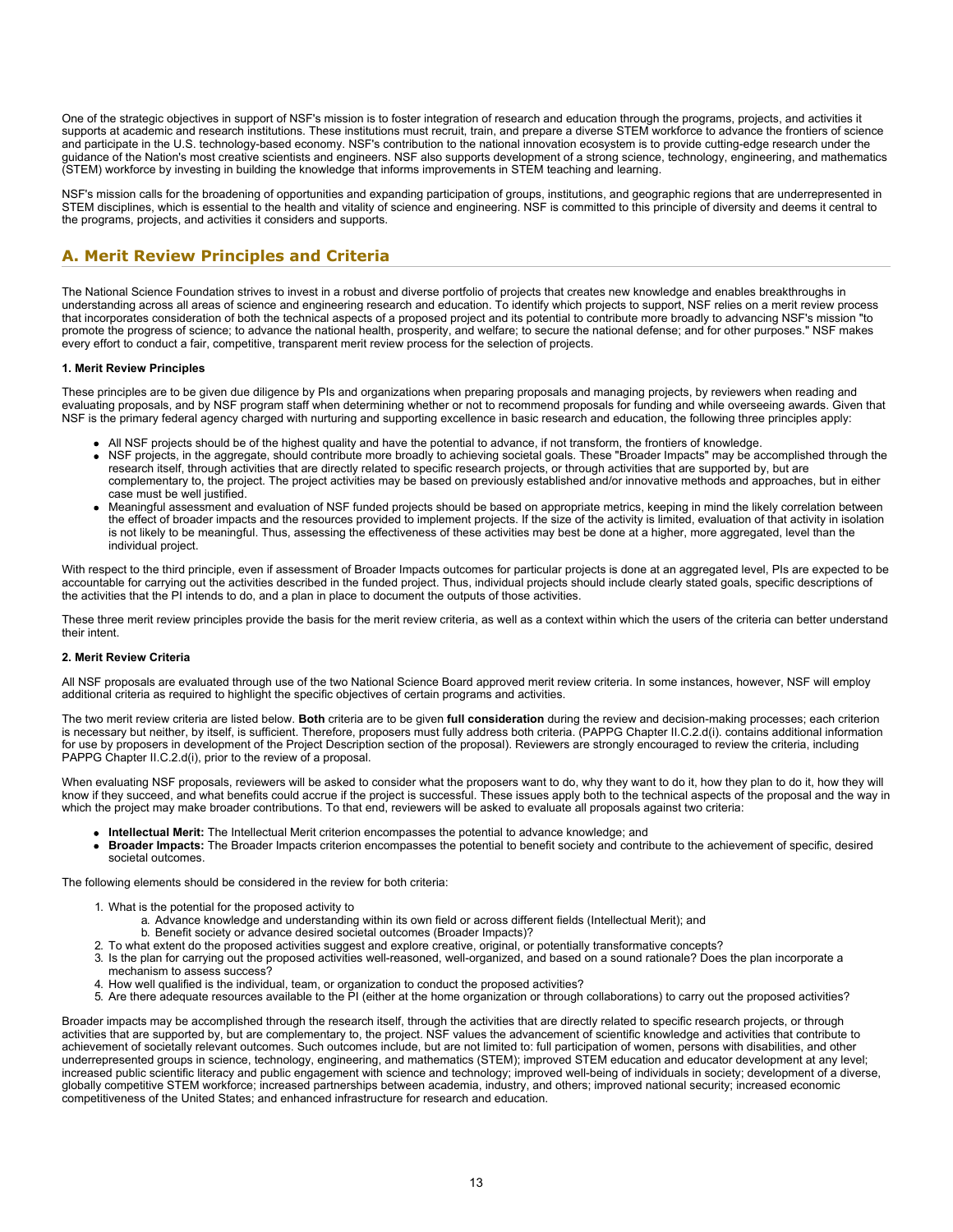One of the strategic objectives in support of NSF's mission is to foster integration of research and education through the programs, projects, and activities it supports at academic and research institutions. These institutions must recruit, train, and prepare a diverse STEM workforce to advance the frontiers of science and participate in the U.S. technology-based economy. NSF's contribution to the national innovation ecosystem is to provide cutting-edge research under the guidance of the Nation's most creative scientists and engineers. NSF also supports development of a strong science, technology, engineering, and mathematics (STEM) workforce by investing in building the knowledge that informs improvements in STEM teaching and learning.

NSF's mission calls for the broadening of opportunities and expanding participation of groups, institutions, and geographic regions that are underrepresented in STEM disciplines, which is essential to the health and vitality of science and engineering. NSF is committed to this principle of diversity and deems it central to the programs, projects, and activities it considers and supports.

## A. Merit Review Principles and Criteria

The National Science Foundation strives to invest in a robust and diverse portfolio of projects that creates new knowledge and enables breakthroughs in understanding across all areas of science and engineering research and education. To identify which projects to support, NSF relies on a merit review process that incorporates consideration of both the technical aspects of a proposed project and its potential to contribute more broadly to advancing NSF's mission "to promote the progress of science; to advance the national health, prosperity, and welfare; to secure the national defense; and for other purposes." NSF makes every effort to conduct a fair, competitive, transparent merit review process for the selection of projects.

#### 1. Merit Review Principles

These principles are to be given due diligence by PIs and organizations when preparing proposals and managing projects, by reviewers when reading and evaluating proposals, and by NSF program staff when determining whether or not to recommend proposals for funding and while overseeing awards. Given that NSF is the primary federal agency charged with nurturing and supporting excellence in basic research and education, the following three principles apply:

- All NSF projects should be of the highest quality and have the potential to advance, if not transform, the frontiers of knowledge.
- NSF projects, in the aggregate, should contribute more broadly to achieving societal goals. These "Broader Impacts" may be accomplished through the research itself, through activities that are directly related to specific research projects, or through activities that are supported by, but are complementary to, the project. The project activities may be based on previously established and/or innovative methods and approaches, but in either case must be well justified.
- Meaningful assessment and evaluation of NSF funded projects should be based on appropriate metrics, keeping in mind the likely correlation between the effect of broader impacts and the resources provided to implement projects. If the size of the activity is limited, evaluation of that activity in isolation is not likely to be meaningful. Thus, assessing the effectiveness of these activities may best be done at a higher, more aggregated, level than the individual project.

With respect to the third principle, even if assessment of Broader Impacts outcomes for particular projects is done at an aggregated level, PIs are expected to be accountable for carrying out the activities described in the funded project. Thus, individual projects should include clearly stated goals, specific descriptions of the activities that the PI intends to do, and a plan in place to document the outputs of those activities.

These three merit review principles provide the basis for the merit review criteria, as well as a context within which the users of the criteria can better understand their intent.

#### 2. Merit Review Criteria

All NSF proposals are evaluated through use of the two National Science Board approved merit review criteria. In some instances, however, NSF will employ additional criteria as required to highlight the specific objectives of certain programs and activities.

The two merit review criteria are listed below. **Both** criteria are to be given **full consideration** during the review and decision-making processes; each criterion is necessary but neither, by itself, is sufficient. Therefore, proposers must fully address both criteria. (PAPPG Chapter II.C.2.d(i). contains additional information for use by proposers in development of the Project Description section of the proposal). Reviewers are strongly encouraged to review the criteria, including PAPPG Chapter II.C.2.d(i), prior to the review of a proposal.

When evaluating NSF proposals, reviewers will be asked to consider what the proposers want to do, why they want to do it, how they plan to do it, how they will know if they succeed, and what benefits could accrue if the project is successful. These issues apply both to the technical aspects of the proposal and the way in which the project may make broader contributions. To that end, reviewers will be asked to evaluate all proposals against two criteria:

- **Intellectual Merit:** The Intellectual Merit criterion encompasses the potential to advance knowledge; and
- **Broader Impacts:** The Broader Impacts criterion encompasses the potential to benefit society and contribute to the achievement of specific, desired societal outcomes.

The following elements should be considered in the review for both criteria:

1. What is the potential for the proposed activity to
   a. Advance knowledge and understanding within its own field or across different fields (Intellectual Merit); and
   b. Benefit society or advance desired societal outcomes (Broader Impacts)?
2. To what extent do the proposed activities suggest and explore creative, original, or potentially transformative concepts?
3. Is the plan for carrying out the proposed activities well-reasoned, well-organized, and based on a sound rationale? Does the plan incorporate a mechanism to assess success?
4. How well qualified is the individual, team, or organization to conduct the proposed activities?
5. Are there adequate resources available to the PI (either at the home organization or through collaborations) to carry out the proposed activities?

Broader impacts may be accomplished through the research itself, through the activities that are directly related to specific research projects, or through activities that are supported by, but are complementary to, the project. NSF values the advancement of scientific knowledge and activities that contribute to achievement of societally relevant outcomes. Such outcomes include, but are not limited to: full participation of women, persons with disabilities, and other underrepresented groups in science, technology, engineering, and mathematics (STEM); improved STEM education and educator development at any level; increased public scientific literacy and public engagement with science and technology; improved well-being of individuals in society; development of a diverse, globally competitive STEM workforce; increased partnerships between academia, industry, and others; improved national security; increased economic competitiveness of the United States; and enhanced infrastructure for research and education.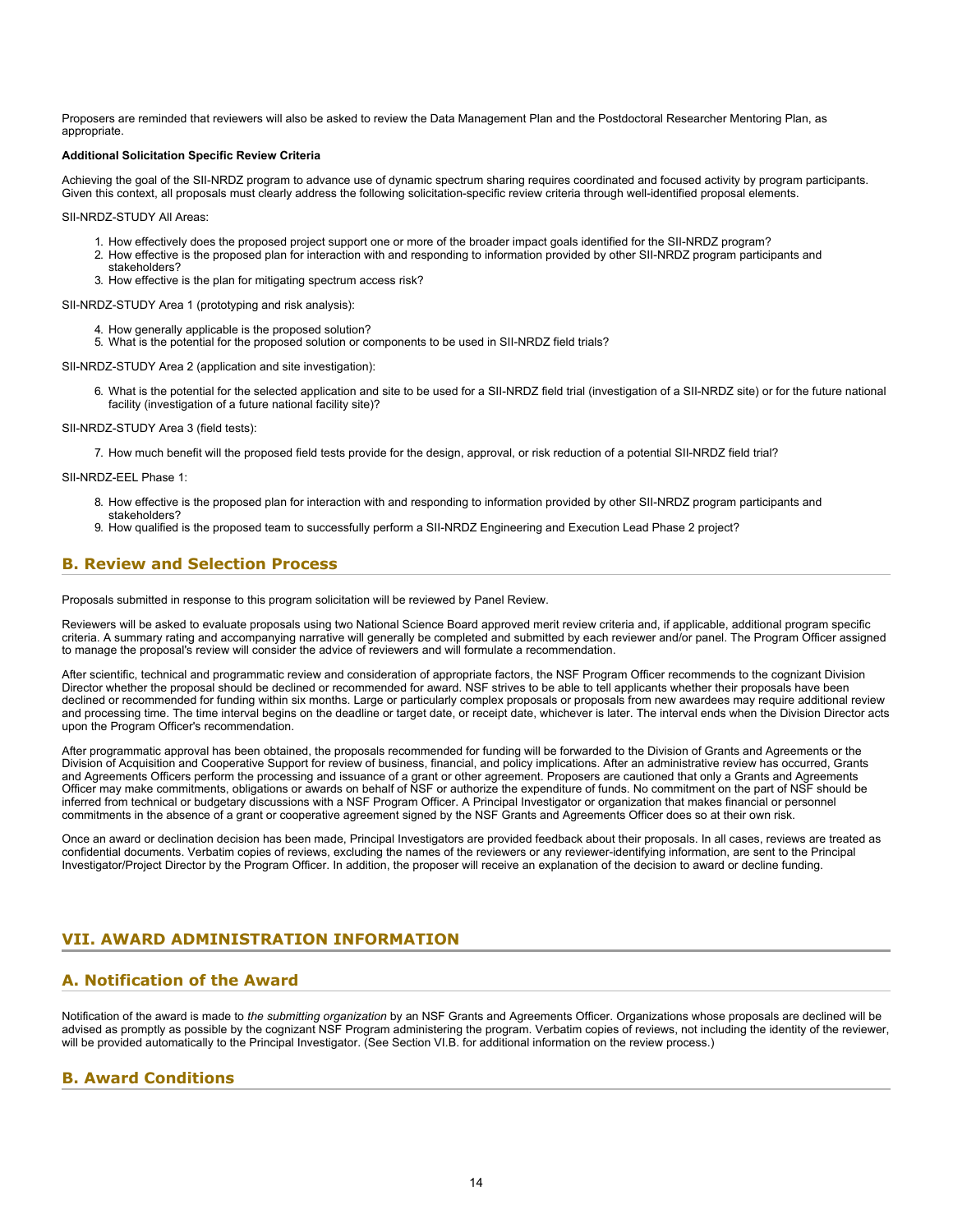Proposers are reminded that reviewers will also be asked to review the Data Management Plan and the Postdoctoral Researcher Mentoring Plan, as appropriate.

**Additional Solicitation Specific Review Criteria**

Achieving the goal of the SII-NRDZ program to advance use of dynamic spectrum sharing requires coordinated and focused activity by program participants. Given this context, all proposals must clearly address the following solicitation-specific review criteria through well-identified proposal elements.

SII-NRDZ-STUDY All Areas:

1. How effectively does the proposed project support one or more of the broader impact goals identified for the SII-NRDZ program?
2. How effective is the proposed plan for interaction with and responding to information provided by other SII-NRDZ program participants and stakeholders?
3. How effective is the plan for mitigating spectrum access risk?

SII-NRDZ-STUDY Area 1 (prototyping and risk analysis):

4. How generally applicable is the proposed solution?
5. What is the potential for the proposed solution or components to be used in SII-NRDZ field trials?

SII-NRDZ-STUDY Area 2 (application and site investigation):

6. What is the potential for the selected application and site to be used for a SII-NRDZ field trial (investigation of a SII-NRDZ site) or for the future national facility (investigation of a future national facility site)?

SII-NRDZ-STUDY Area 3 (field tests):

7. How much benefit will the proposed field tests provide for the design, approval, or risk reduction of a potential SII-NRDZ field trial?

SII-NRDZ-EEL Phase 1:

8. How effective is the proposed plan for interaction with and responding to information provided by other SII-NRDZ program participants and stakeholders?
9. How qualified is the proposed team to successfully perform a SII-NRDZ Engineering and Execution Lead Phase 2 project?

## B. Review and Selection Process

Proposals submitted in response to this program solicitation will be reviewed by Panel Review.

Reviewers will be asked to evaluate proposals using two National Science Board approved merit review criteria and, if applicable, additional program specific criteria. A summary rating and accompanying narrative will generally be completed and submitted by each reviewer and/or panel. The Program Officer assigned to manage the proposal's review will consider the advice of reviewers and will formulate a recommendation.

After scientific, technical and programmatic review and consideration of appropriate factors, the NSF Program Officer recommends to the cognizant Division Director whether the proposal should be declined or recommended for award. NSF strives to be able to tell applicants whether their proposals have been declined or recommended for funding within six months. Large or particularly complex proposals or proposals from new awardees may require additional review and processing time. The time interval begins on the deadline or target date, or receipt date, whichever is later. The interval ends when the Division Director acts upon the Program Officer's recommendation.

After programmatic approval has been obtained, the proposals recommended for funding will be forwarded to the Division of Grants and Agreements or the Division of Acquisition and Cooperative Support for review of business, financial, and policy implications. After an administrative review has occurred, Grants and Agreements Officers perform the processing and issuance of a grant or other agreement. Proposers are cautioned that only a Grants and Agreements Officer may make commitments, obligations or awards on behalf of NSF or authorize the expenditure of funds. No commitment on the part of NSF should be inferred from technical or budgetary discussions with a NSF Program Officer. A Principal Investigator or organization that makes financial or personnel commitments in the absence of a grant or cooperative agreement signed by the NSF Grants and Agreements Officer does so at their own risk.

Once an award or declination decision has been made, Principal Investigators are provided feedback about their proposals. In all cases, reviews are treated as confidential documents. Verbatim copies of reviews, excluding the names of the reviewers or any reviewer-identifying information, are sent to the Principal Investigator/Project Director by the Program Officer. In addition, the proposer will receive an explanation of the decision to award or decline funding.

# VII. AWARD ADMINISTRATION INFORMATION

## A. Notification of the Award

Notification of the award is made to *the submitting organization* by an NSF Grants and Agreements Officer. Organizations whose proposals are declined will be advised as promptly as possible by the cognizant NSF Program administering the program. Verbatim copies of reviews, not including the identity of the reviewer, will be provided automatically to the Principal Investigator. (See Section VI.B. for additional information on the review process.)

## B. Award Conditions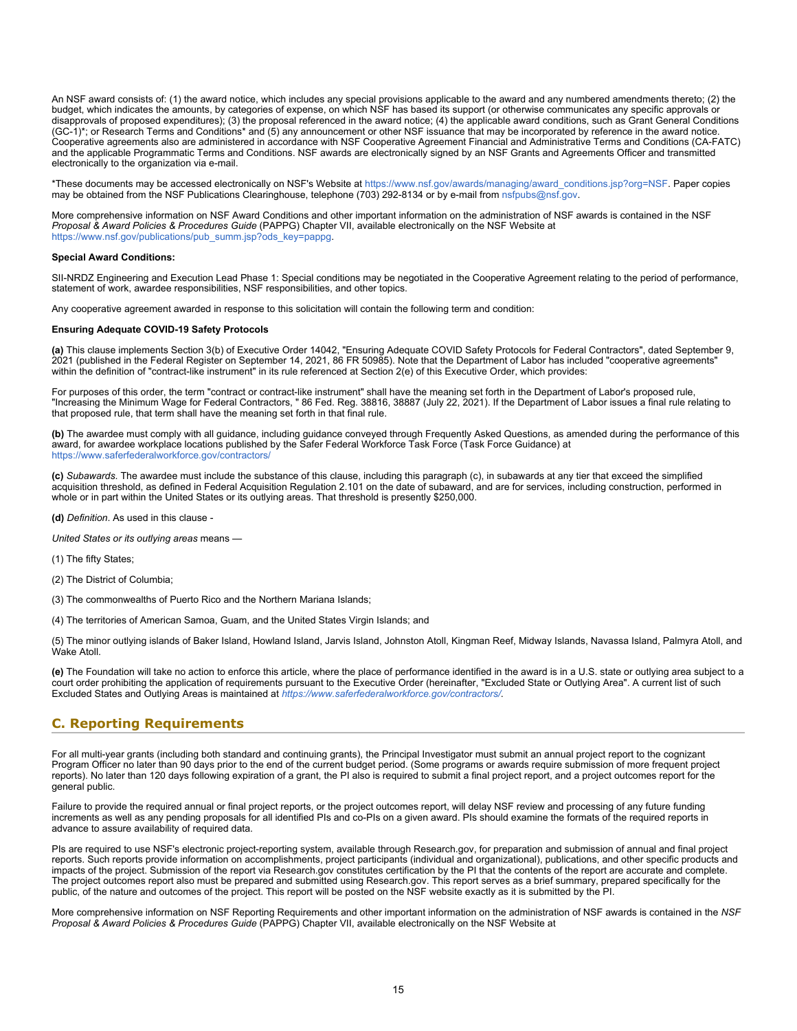An NSF award consists of: (1) the award notice, which includes any special provisions applicable to the award and any numbered amendments thereto; (2) the budget, which indicates the amounts, by categories of expense, on which NSF has based its support (or otherwise communicates any specific approvals or disapprovals of proposed expenditures); (3) the proposal referenced in the award notice; (4) the applicable award conditions, such as Grant General Conditions (GC-1)*; or Research Terms and Conditions* and (5) any announcement or other NSF issuance that may be incorporated by reference in the award notice. Cooperative agreements also are administered in accordance with NSF Cooperative Agreement Financial and Administrative Terms and Conditions (CA-FATC) and the applicable Programmatic Terms and Conditions. NSF awards are electronically signed by an NSF Grants and Agreements Officer and transmitted electronically to the organization via e-mail.

*These documents may be accessed electronically on NSF's Website at https://www.nsf.gov/awards/managing/award_conditions.jsp?org=NSF. Paper copies may be obtained from the NSF Publications Clearinghouse, telephone (703) 292-8134 or by e-mail from nsfpubs@nsf.gov.

More comprehensive information on NSF Award Conditions and other important information on the administration of NSF awards is contained in the NSF *Proposal & Award Policies & Procedures Guide* (PAPPG) Chapter VII, available electronically on the NSF Website at https://www.nsf.gov/publications/pub_summ.jsp?ods_key=pappg.

**Special Award Conditions:**

SII-NRDZ Engineering and Execution Lead Phase 1: Special conditions may be negotiated in the Cooperative Agreement relating to the period of performance, statement of work, awardee responsibilities, NSF responsibilities, and other topics.

Any cooperative agreement awarded in response to this solicitation will contain the following term and condition:

**Ensuring Adequate COVID-19 Safety Protocols**

**(a)** This clause implements Section 3(b) of Executive Order 14042, "Ensuring Adequate COVID Safety Protocols for Federal Contractors", dated September 9, 2021 (published in the Federal Register on September 14, 2021, 86 FR 50985). Note that the Department of Labor has included "cooperative agreements" within the definition of "contract-like instrument" in its rule referenced at Section 2(e) of this Executive Order, which provides:

For purposes of this order, the term "contract or contract-like instrument" shall have the meaning set forth in the Department of Labor's proposed rule, "Increasing the Minimum Wage for Federal Contractors, " 86 Fed. Reg. 38816, 38887 (July 22, 2021). If the Department of Labor issues a final rule relating to that proposed rule, that term shall have the meaning set forth in that final rule.

**(b)** The awardee must comply with all guidance, including guidance conveyed through Frequently Asked Questions, as amended during the performance of this award, for awardee workplace locations published by the Safer Federal Workforce Task Force (Task Force Guidance) at https://www.saferfederalworkforce.gov/contractors/

**(c)** *Subawards*. The awardee must include the substance of this clause, including this paragraph (c), in subawards at any tier that exceed the simplified acquisition threshold, as defined in Federal Acquisition Regulation 2.101 on the date of subaward, and are for services, including construction, performed in whole or in part within the United States or its outlying areas. That threshold is presently $250,000.

**(d)** *Definition*. As used in this clause -

*United States or its outlying areas* means —

(1) The fifty States;

(2) The District of Columbia;

(3) The commonwealths of Puerto Rico and the Northern Mariana Islands;

(4) The territories of American Samoa, Guam, and the United States Virgin Islands; and

(5) The minor outlying islands of Baker Island, Howland Island, Jarvis Island, Johnston Atoll, Kingman Reef, Midway Islands, Navassa Island, Palmyra Atoll, and Wake Atoll.

**(e)** The Foundation will take no action to enforce this article, where the place of performance identified in the award is in a U.S. state or outlying area subject to a court order prohibiting the application of requirements pursuant to the Executive Order (hereinafter, "Excluded State or Outlying Area". A current list of such Excluded States and Outlying Areas is maintained at *https://www.saferfederalworkforce.gov/contractors/*.

## C. Reporting Requirements

For all multi-year grants (including both standard and continuing grants), the Principal Investigator must submit an annual project report to the cognizant Program Officer no later than 90 days prior to the end of the current budget period. (Some programs or awards require submission of more frequent project reports). No later than 120 days following expiration of a grant, the PI also is required to submit a final project report, and a project outcomes report for the general public.

Failure to provide the required annual or final project reports, or the project outcomes report, will delay NSF review and processing of any future funding increments as well as any pending proposals for all identified PIs and co-PIs on a given award. PIs should examine the formats of the required reports in advance to assure availability of required data.

PIs are required to use NSF's electronic project-reporting system, available through Research.gov, for preparation and submission of annual and final project reports. Such reports provide information on accomplishments, project participants (individual and organizational), publications, and other specific products and impacts of the project. Submission of the report via Research.gov constitutes certification by the PI that the contents of the report are accurate and complete. The project outcomes report also must be prepared and submitted using Research.gov. This report serves as a brief summary, prepared specifically for the public, of the nature and outcomes of the project. This report will be posted on the NSF website exactly as it is submitted by the PI.

More comprehensive information on NSF Reporting Requirements and other important information on the administration of NSF awards is contained in the *NSF Proposal & Award Policies & Procedures Guide* (PAPPG) Chapter VII, available electronically on the NSF Website at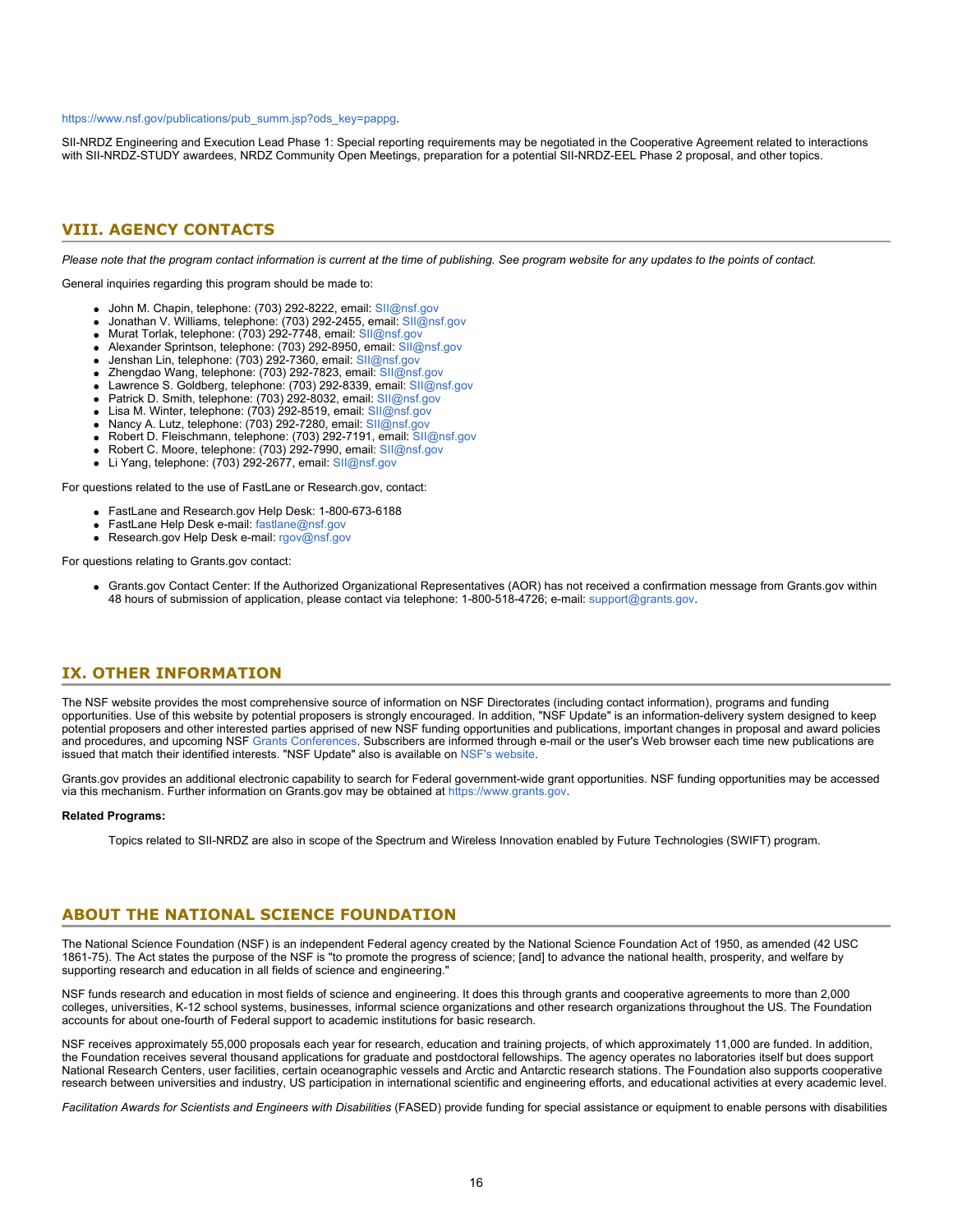https://www.nsf.gov/publications/pub_summ.jsp?ods_key=pappg.

SII-NRDZ Engineering and Execution Lead Phase 1: Special reporting requirements may be negotiated in the Cooperative Agreement related to interactions with SII-NRDZ-STUDY awardees, NRDZ Community Open Meetings, preparation for a potential SII-NRDZ-EEL Phase 2 proposal, and other topics.

## VIII. AGENCY CONTACTS

*Please note that the program contact information is current at the time of publishing. See program website for any updates to the points of contact.*

General inquiries regarding this program should be made to:

- John M. Chapin, telephone: (703) 292-8222, email: SII@nsf.gov
- Jonathan V. Williams, telephone: (703) 292-2455, email: SII@nsf.gov
- Murat Torlak, telephone: (703) 292-7748, email: SII@nsf.gov
- Alexander Sprintson, telephone: (703) 292-8950, email: SII@nsf.gov
- Jenshan Lin, telephone: (703) 292-7360, email: SII@nsf.gov
- Zhengdao Wang, telephone: (703) 292-7823, email: SII@nsf.gov
- Lawrence S. Goldberg, telephone: (703) 292-8339, email: SII@nsf.gov
- Patrick D. Smith, telephone: (703) 292-8032, email: SII@nsf.gov
- Lisa M. Winter, telephone: (703) 292-8519, email: SII@nsf.gov
- Nancy A. Lutz, telephone: (703) 292-7280, email: SII@nsf.gov
- Robert D. Fleischmann, telephone: (703) 292-7191, email: SII@nsf.gov
- Robert C. Moore, telephone: (703) 292-7990, email: SII@nsf.gov
- Li Yang, telephone: (703) 292-2677, email: SII@nsf.gov

For questions related to the use of FastLane or Research.gov, contact:

- FastLane and Research.gov Help Desk: 1-800-673-6188
- FastLane Help Desk e-mail: fastlane@nsf.gov
- Research.gov Help Desk e-mail: rgov@nsf.gov

For questions relating to Grants.gov contact:

- Grants.gov Contact Center: If the Authorized Organizational Representatives (AOR) has not received a confirmation message from Grants.gov within 48 hours of submission of application, please contact via telephone: 1-800-518-4726; e-mail: support@grants.gov.

## IX. OTHER INFORMATION

The NSF website provides the most comprehensive source of information on NSF Directorates (including contact information), programs and funding opportunities. Use of this website by potential proposers is strongly encouraged. In addition, "NSF Update" is an information-delivery system designed to keep potential proposers and other interested parties apprised of new NSF funding opportunities and publications, important changes in proposal and award policies and procedures, and upcoming NSF Grants Conferences. Subscribers are informed through e-mail or the user's Web browser each time new publications are issued that match their identified interests. "NSF Update" also is available on NSF's website.

Grants.gov provides an additional electronic capability to search for Federal government-wide grant opportunities. NSF funding opportunities may be accessed via this mechanism. Further information on Grants.gov may be obtained at https://www.grants.gov.

**Related Programs:**

Topics related to SII-NRDZ are also in scope of the Spectrum and Wireless Innovation enabled by Future Technologies (SWIFT) program.

## ABOUT THE NATIONAL SCIENCE FOUNDATION

The National Science Foundation (NSF) is an independent Federal agency created by the National Science Foundation Act of 1950, as amended (42 USC 1861-75). The Act states the purpose of the NSF is "to promote the progress of science; [and] to advance the national health, prosperity, and welfare by supporting research and education in all fields of science and engineering."

NSF funds research and education in most fields of science and engineering. It does this through grants and cooperative agreements to more than 2,000 colleges, universities, K-12 school systems, businesses, informal science organizations and other research organizations throughout the US. The Foundation accounts for about one-fourth of Federal support to academic institutions for basic research.

NSF receives approximately 55,000 proposals each year for research, education and training projects, of which approximately 11,000 are funded. In addition, the Foundation receives several thousand applications for graduate and postdoctoral fellowships. The agency operates no laboratories itself but does support National Research Centers, user facilities, certain oceanographic vessels and Arctic and Antarctic research stations. The Foundation also supports cooperative research between universities and industry, US participation in international scientific and engineering efforts, and educational activities at every academic level.

*Facilitation Awards for Scientists and Engineers with Disabilities* (FASED) provide funding for special assistance or equipment to enable persons with disabilities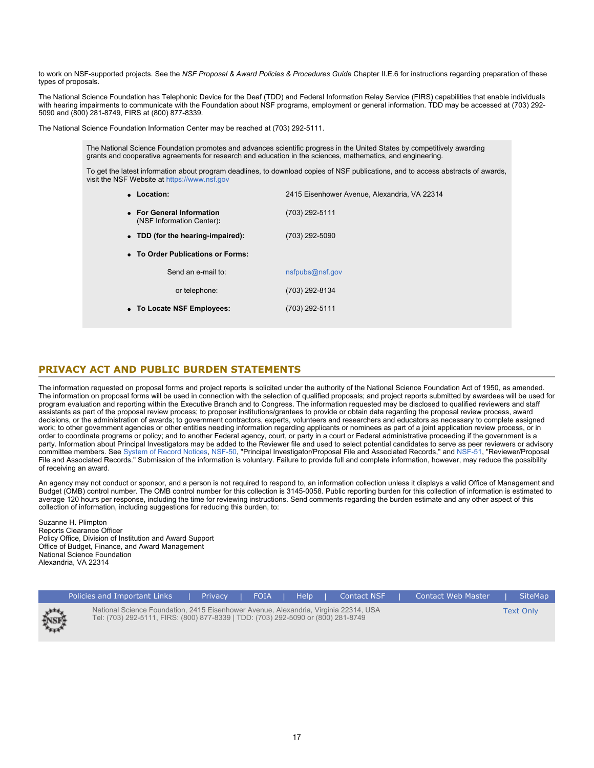to work on NSF-supported projects. See the *NSF Proposal & Award Policies & Procedures Guide* Chapter II.E.6 for instructions regarding preparation of these types of proposals.

The National Science Foundation has Telephonic Device for the Deaf (TDD) and Federal Information Relay Service (FIRS) capabilities that enable individuals with hearing impairments to communicate with the Foundation about NSF programs, employment or general information. TDD may be accessed at (703) 292-5090 and (800) 281-8749, FIRS at (800) 877-8339.

The National Science Foundation Information Center may be reached at (703) 292-5111.

The National Science Foundation promotes and advances scientific progress in the United States by competitively awarding grants and cooperative agreements for research and education in the sciences, mathematics, and engineering.

To get the latest information about program deadlines, to download copies of NSF publications, and to access abstracts of awards, visit the NSF Website at https://www.nsf.gov

- **Location:** 2415 Eisenhower Avenue, Alexandria, VA 22314
- **For General Information** (NSF Information Center)**:** (703) 292-5111
- **TDD (for the hearing-impaired):** (703) 292-5090
- **To Order Publications or Forms:**
  - Send an e-mail to: nsfpubs@nsf.gov
  - or telephone: (703) 292-8134
- **To Locate NSF Employees:** (703) 292-5111

## PRIVACY ACT AND PUBLIC BURDEN STATEMENTS

The information requested on proposal forms and project reports is solicited under the authority of the National Science Foundation Act of 1950, as amended. The information on proposal forms will be used in connection with the selection of qualified proposals; and project reports submitted by awardees will be used for program evaluation and reporting within the Executive Branch and to Congress. The information requested may be disclosed to qualified reviewers and staff assistants as part of the proposal review process; to proposer institutions/grantees to provide or obtain data regarding the proposal review process, award decisions, or the administration of awards; to government contractors, experts, volunteers and researchers and educators as necessary to complete assigned work; to other government agencies or other entities needing information regarding applicants or nominees as part of a joint application review process, or in order to coordinate programs or policy; and to another Federal agency, court, or party in a court or Federal administrative proceeding if the government is a party. Information about Principal Investigators may be added to the Reviewer file and used to select potential candidates to serve as peer reviewers or advisory committee members. See System of Record Notices, NSF-50, "Principal Investigator/Proposal File and Associated Records," and NSF-51, "Reviewer/Proposal File and Associated Records." Submission of the information is voluntary. Failure to provide full and complete information, however, may reduce the possibility of receiving an award.

An agency may not conduct or sponsor, and a person is not required to respond to, an information collection unless it displays a valid Office of Management and Budget (OMB) control number. The OMB control number for this collection is 3145-0058. Public reporting burden for this collection of information is estimated to average 120 hours per response, including the time for reviewing instructions. Send comments regarding the burden estimate and any other aspect of this collection of information, including suggestions for reducing this burden, to:

Suzanne H. Plimpton
Reports Clearance Officer
Policy Office, Division of Institution and Award Support
Office of Budget, Finance, and Award Management
National Science Foundation
Alexandria, VA 22314

Policies and Important Links | Privacy | FOIA | Help | Contact NSF | Contact Web Master | SiteMap

National Science Foundation, 2415 Eisenhower Avenue, Alexandria, Virginia 22314, USA
Tel: (703) 292-5111, FIRS: (800) 877-8339 | TDD: (703) 292-5090 or (800) 281-8749

Text Only